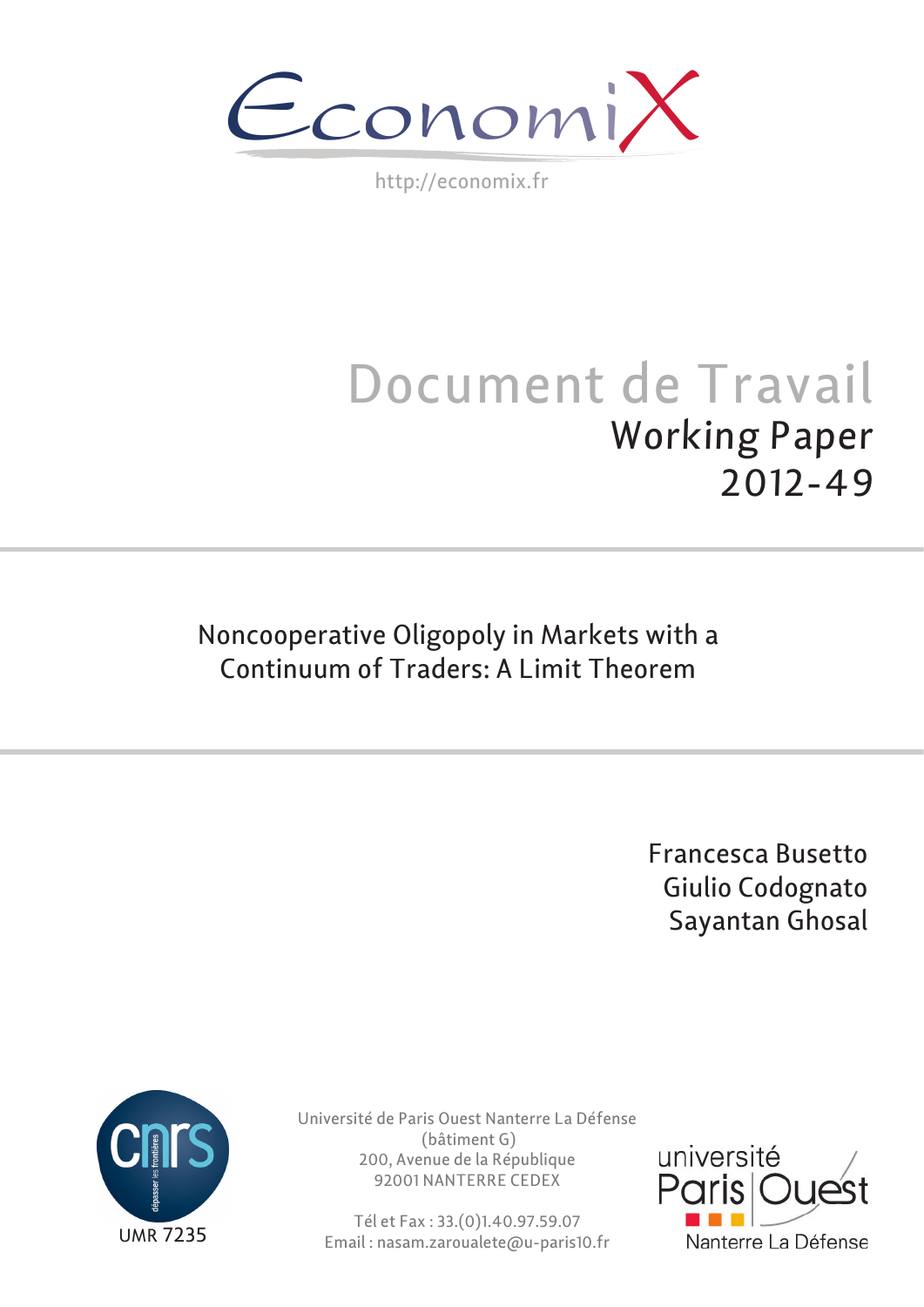EconomiX

http://economix.fr

# Document de Travail

## Working Paper

## 2012-49

# Noncooperative Oligopoly in Markets with a Continuum of Traders: A Limit Theorem

Francesca Busetto
Giulio Codognato
Sayantan Ghosal

UMR 7235

Université de Paris Ouest Nanterre La Défense
(bâtiment G)
200, Avenue de la République
92001 NANTERRE CEDEX

Tél et Fax : 33.(0)1.40.97.59.07
Email : nasam.zaroualete@u-paris10.fr

université Paris Ouest
Nanterre La Défense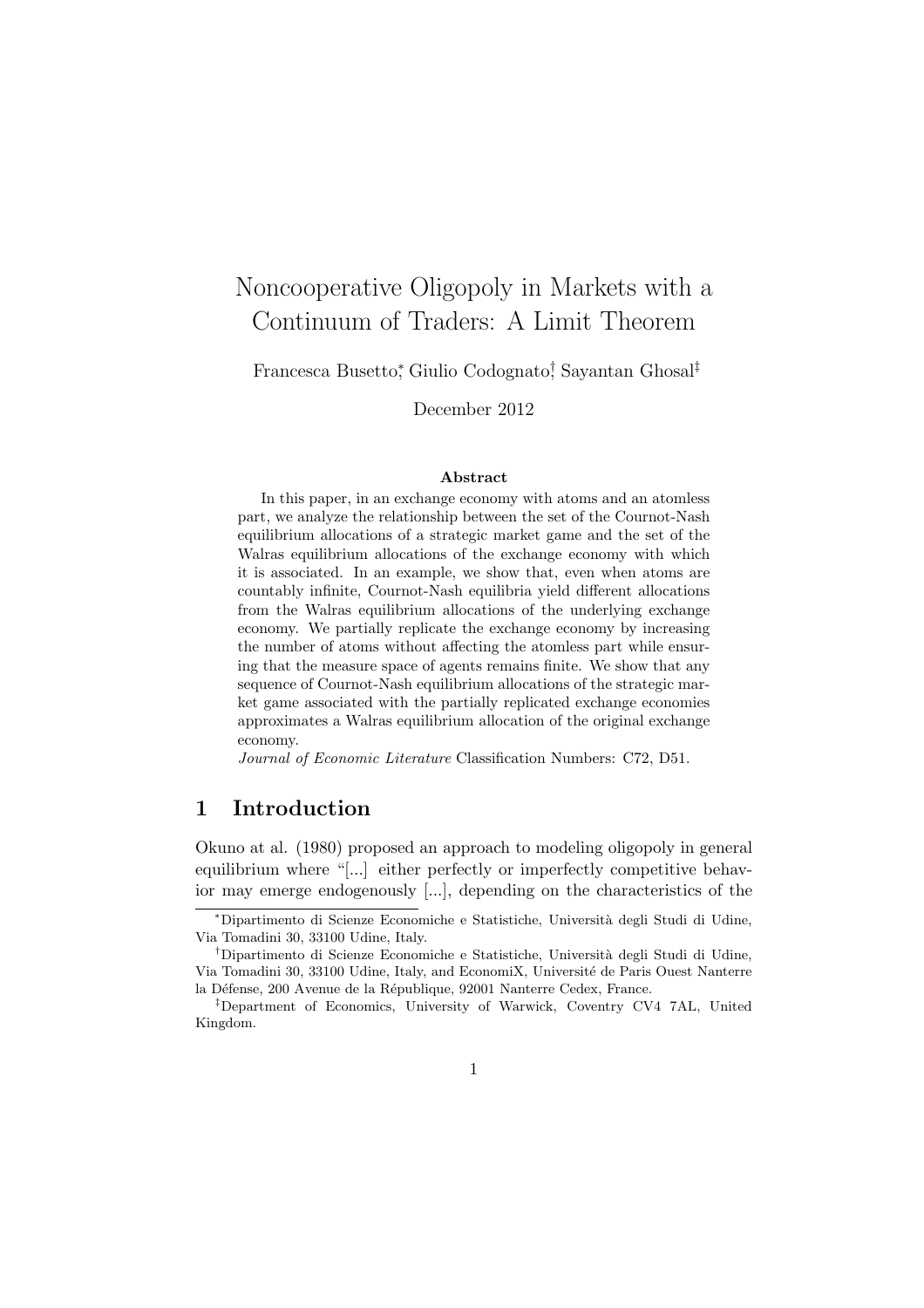# Noncooperative Oligopoly in Markets with a Continuum of Traders: A Limit Theorem

Francesca Busetto[*], Giulio Codognato[†], Sayantan Ghosal[‡]

December 2012

### Abstract

In this paper, in an exchange economy with atoms and an atomless part, we analyze the relationship between the set of the Cournot-Nash equilibrium allocations of a strategic market game and the set of the Walras equilibrium allocations of the exchange economy with which it is associated. In an example, we show that, even when atoms are countably infinite, Cournot-Nash equilibria yield different allocations from the Walras equilibrium allocations of the underlying exchange economy. We partially replicate the exchange economy by increasing the number of atoms without affecting the atomless part while ensuring that the measure space of agents remains finite. We show that any sequence of Cournot-Nash equilibrium allocations of the strategic market game associated with the partially replicated exchange economies approximates a Walras equilibrium allocation of the original exchange economy.

*Journal of Economic Literature* Classification Numbers: C72, D51.

## 1 Introduction

Okuno at al. (1980) proposed an approach to modeling oligopoly in general equilibrium where "[...] either perfectly or imperfectly competitive behavior may emerge endogenously [...], depending on the characteristics of the

---

[*] Dipartimento di Scienze Economiche e Statistiche, Università degli Studi di Udine, Via Tomadini 30, 33100 Udine, Italy.

[†] Dipartimento di Scienze Economiche e Statistiche, Università degli Studi di Udine, Via Tomadini 30, 33100 Udine, Italy, and EconomiX, Université de Paris Ouest Nanterre la Défense, 200 Avenue de la République, 92001 Nanterre Cedex, France.

[‡] Department of Economics, University of Warwick, Coventry CV4 7AL, United Kingdom.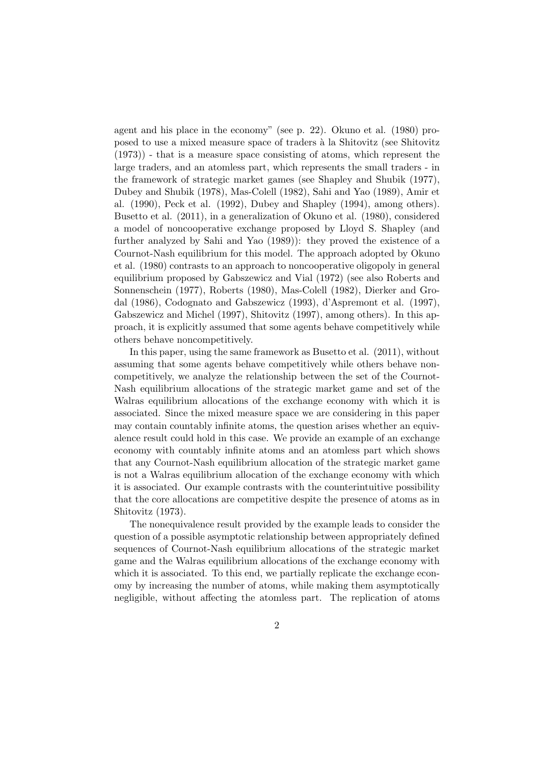agent and his place in the economy" (see p. 22). Okuno et al. (1980) proposed to use a mixed measure space of traders à la Shitovitz (see Shitovitz (1973)) - that is a measure space consisting of atoms, which represent the large traders, and an atomless part, which represents the small traders - in the framework of strategic market games (see Shapley and Shubik (1977), Dubey and Shubik (1978), Mas-Colell (1982), Sahi and Yao (1989), Amir et al. (1990), Peck et al. (1992), Dubey and Shapley (1994), among others). Busetto et al. (2011), in a generalization of Okuno et al. (1980), considered a model of noncooperative exchange proposed by Lloyd S. Shapley (and further analyzed by Sahi and Yao (1989)): they proved the existence of a Cournot-Nash equilibrium for this model. The approach adopted by Okuno et al. (1980) contrasts to an approach to noncooperative oligopoly in general equilibrium proposed by Gabszewicz and Vial (1972) (see also Roberts and Sonnenschein (1977), Roberts (1980), Mas-Colell (1982), Dierker and Grodal (1986), Codognato and Gabszewicz (1993), d'Aspremont et al. (1997), Gabszewicz and Michel (1997), Shitovitz (1997), among others). In this approach, it is explicitly assumed that some agents behave competitively while others behave noncompetitively.

In this paper, using the same framework as Busetto et al. (2011), without assuming that some agents behave competitively while others behave noncompetitively, we analyze the relationship between the set of the Cournot-Nash equilibrium allocations of the strategic market game and set of the Walras equilibrium allocations of the exchange economy with which it is associated. Since the mixed measure space we are considering in this paper may contain countably infinite atoms, the question arises whether an equivalence result could hold in this case. We provide an example of an exchange economy with countably infinite atoms and an atomless part which shows that any Cournot-Nash equilibrium allocation of the strategic market game is not a Walras equilibrium allocation of the exchange economy with which it is associated. Our example contrasts with the counterintuitive possibility that the core allocations are competitive despite the presence of atoms as in Shitovitz (1973).

The nonequivalence result provided by the example leads to consider the question of a possible asymptotic relationship between appropriately defined sequences of Cournot-Nash equilibrium allocations of the strategic market game and the Walras equilibrium allocations of the exchange economy with which it is associated. To this end, we partially replicate the exchange economy by increasing the number of atoms, while making them asymptotically negligible, without affecting the atomless part. The replication of atoms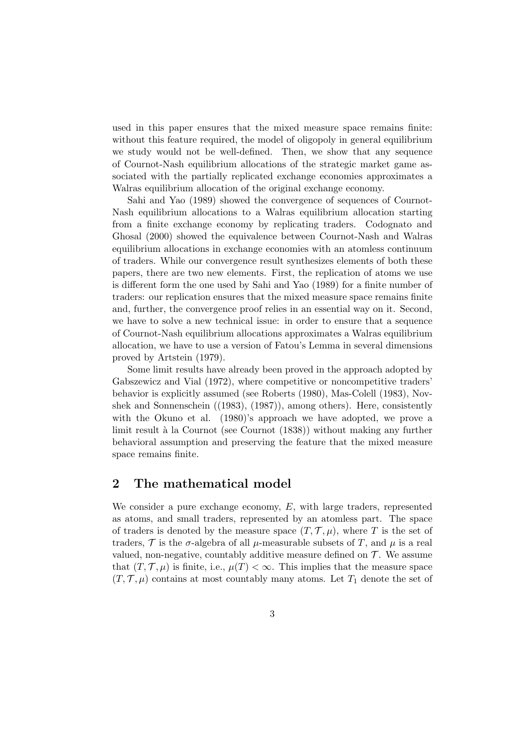used in this paper ensures that the mixed measure space remains finite: without this feature required, the model of oligopoly in general equilibrium we study would not be well-defined. Then, we show that any sequence of Cournot-Nash equilibrium allocations of the strategic market game associated with the partially replicated exchange economies approximates a Walras equilibrium allocation of the original exchange economy.

Sahi and Yao (1989) showed the convergence of sequences of Cournot-Nash equilibrium allocations to a Walras equilibrium allocation starting from a finite exchange economy by replicating traders. Codognato and Ghosal (2000) showed the equivalence between Cournot-Nash and Walras equilibrium allocations in exchange economies with an atomless continuum of traders. While our convergence result synthesizes elements of both these papers, there are two new elements. First, the replication of atoms we use is different form the one used by Sahi and Yao (1989) for a finite number of traders: our replication ensures that the mixed measure space remains finite and, further, the convergence proof relies in an essential way on it. Second, we have to solve a new technical issue: in order to ensure that a sequence of Cournot-Nash equilibrium allocations approximates a Walras equilibrium allocation, we have to use a version of Fatou's Lemma in several dimensions proved by Artstein (1979).

Some limit results have already been proved in the approach adopted by Gabszewicz and Vial (1972), where competitive or noncompetitive traders' behavior is explicitly assumed (see Roberts (1980), Mas-Colell (1983), Novshek and Sonnenschein ((1983), (1987)), among others). Here, consistently with the Okuno et al. (1980)'s approach we have adopted, we prove a limit result à la Cournot (see Cournot (1838)) without making any further behavioral assumption and preserving the feature that the mixed measure space remains finite.

## 2 The mathematical model

We consider a pure exchange economy, $E$, with large traders, represented as atoms, and small traders, represented by an atomless part. The space of traders is denoted by the measure space $(T, \mathcal{T}, \mu)$, where $T$ is the set of traders, $\mathcal{T}$ is the $\sigma$-algebra of all $\mu$-measurable subsets of $T$, and $\mu$ is a real valued, non-negative, countably additive measure defined on $\mathcal{T}$. We assume that $(T, \mathcal{T}, \mu)$ is finite, i.e., $\mu(T) < \infty$. This implies that the measure space $(T, \mathcal{T}, \mu)$ contains at most countably many atoms. Let $T_1$ denote the set of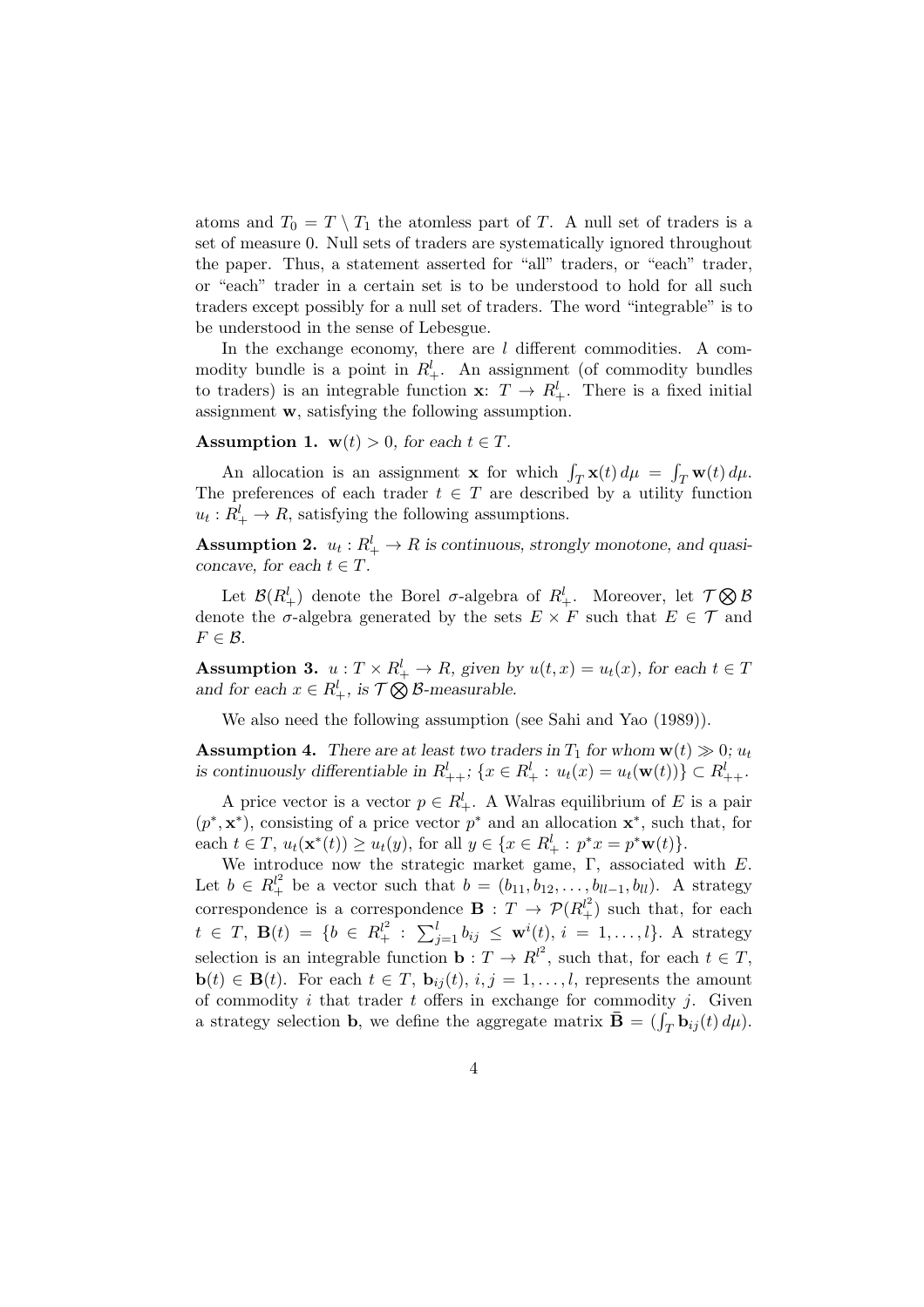atoms and $T_0 = T \setminus T_1$ the atomless part of $T$. A null set of traders is a set of measure 0. Null sets of traders are systematically ignored throughout the paper. Thus, a statement asserted for "all" traders, or "each" trader, or "each" trader in a certain set is to be understood to hold for all such traders except possibly for a null set of traders. The word "integrable" is to be understood in the sense of Lebesgue.

In the exchange economy, there are $l$ different commodities. A commodity bundle is a point in $R^l_+$. An assignment (of commodity bundles to traders) is an integrable function $\mathbf{x}$: $T \to R^l_+$. There is a fixed initial assignment $\mathbf{w}$, satisfying the following assumption.

**Assumption 1.** *$\mathbf{w}(t) > 0$, for each $t \in T$.*

An allocation is an assignment $\mathbf{x}$ for which $\int_T \mathbf{x}(t)\, d\mu = \int_T \mathbf{w}(t)\, d\mu$. The preferences of each trader $t \in T$ are described by a utility function $u_t : R^l_+ \to R$, satisfying the following assumptions.

**Assumption 2.** *$u_t : R^l_+ \to R$ is continuous, strongly monotone, and quasi-concave, for each $t \in T$.*

Let $\mathcal{B}(R^l_+)$ denote the Borel $\sigma$-algebra of $R^l_+$. Moreover, let $\mathcal{T} \bigotimes \mathcal{B}$ denote the $\sigma$-algebra generated by the sets $E \times F$ such that $E \in \mathcal{T}$ and $F \in \mathcal{B}$.

**Assumption 3.** *$u : T \times R^l_+ \to R$, given by $u(t, x) = u_t(x)$, for each $t \in T$ and for each $x \in R^l_+$, is $\mathcal{T} \bigotimes \mathcal{B}$-measurable.*

We also need the following assumption (see Sahi and Yao (1989)).

**Assumption 4.** *There are at least two traders in $T_1$ for whom $\mathbf{w}(t) \gg 0$; $u_t$ is continuously differentiable in $R^l_{++}$; $\{x \in R^l_+ : u_t(x) = u_t(\mathbf{w}(t))\} \subset R^l_{++}$.*

A price vector is a vector $p \in R^l_+$. A Walras equilibrium of $E$ is a pair $(p^*, \mathbf{x}^*)$, consisting of a price vector $p^*$ and an allocation $\mathbf{x}^*$, such that, for each $t \in T$, $u_t(\mathbf{x}^*(t)) \geq u_t(y)$, for all $y \in \{x \in R^l_+ : p^* x = p^* \mathbf{w}(t)\}$.

We introduce now the strategic market game, $\Gamma$, associated with $E$. Let $b \in R^{l^2}_+$ be a vector such that $b = (b_{11}, b_{12}, \ldots, b_{ll-1}, b_{ll})$. A strategy correspondence is a correspondence $\mathbf{B} : T \to \mathcal{P}(R^{l^2}_+)$ such that, for each $t \in T$, $\mathbf{B}(t) = \{b \in R^{l^2}_+ : \sum_{j=1}^{l} b_{ij} \leq \mathbf{w}^i(t),\ i = 1, \ldots, l\}$. A strategy selection is an integrable function $\mathbf{b} : T \to R^{l^2}$, such that, for each $t \in T$, $\mathbf{b}(t) \in \mathbf{B}(t)$. For each $t \in T$, $\mathbf{b}_{ij}(t)$, $i, j = 1, \ldots, l$, represents the amount of commodity $i$ that trader $t$ offers in exchange for commodity $j$. Given a strategy selection $\mathbf{b}$, we define the aggregate matrix $\bar{\mathbf{B}} = (\int_T \mathbf{b}_{ij}(t)\, d\mu)$.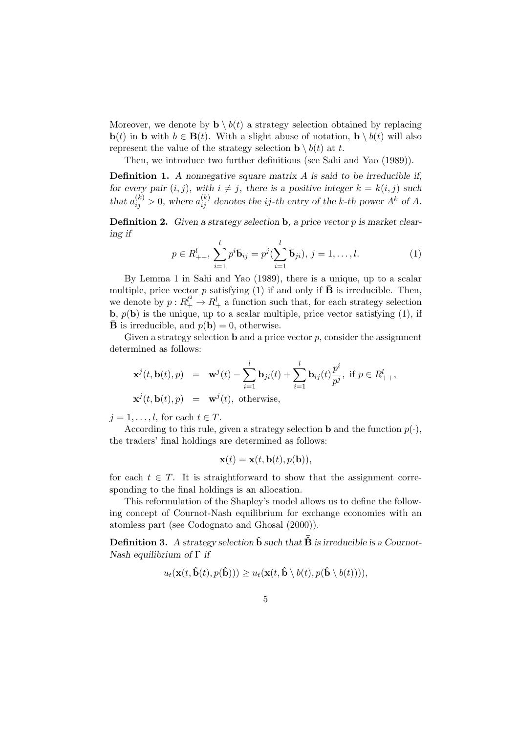Moreover, we denote by $\mathbf{b} \setminus b(t)$ a strategy selection obtained by replacing $\mathbf{b}(t)$ in $\mathbf{b}$ with $b \in \mathbf{B}(t)$. With a slight abuse of notation, $\mathbf{b} \setminus b(t)$ will also represent the value of the strategy selection $\mathbf{b} \setminus b(t)$ at $t$.

Then, we introduce two further definitions (see Sahi and Yao (1989)).

**Definition 1.** *A nonnegative square matrix $A$ is said to be irreducible if, for every pair $(i, j)$, with $i \neq j$, there is a positive integer $k = k(i, j)$ such that $a_{ij}^{(k)} > 0$, where $a_{ij}^{(k)}$ denotes the $ij$-th entry of the $k$-th power $A^k$ of $A$.*

**Definition 2.** *Given a strategy selection $\mathbf{b}$, a price vector $p$ is market clearing if*

$$p \in R^l_{++}, \sum_{i=1}^{l} p^i \bar{\mathbf{b}}_{ij} = p^j (\sum_{i=1}^{l} \bar{\mathbf{b}}_{ji}), \; j = 1, \ldots, l. \tag{1}$$

By Lemma 1 in Sahi and Yao (1989), there is a unique, up to a scalar multiple, price vector $p$ satisfying (1) if and only if $\bar{\mathbf{B}}$ is irreducible. Then, we denote by $p : R^{l^2}_{+} \to R^l_{+}$ a function such that, for each strategy selection $\mathbf{b}$, $p(\mathbf{b})$ is the unique, up to a scalar multiple, price vector satisfying (1), if $\bar{\mathbf{B}}$ is irreducible, and $p(\mathbf{b}) = 0$, otherwise.

Given a strategy selection $\mathbf{b}$ and a price vector $p$, consider the assignment determined as follows:

$$\begin{aligned}
\mathbf{x}^j(t, \mathbf{b}(t), p) &= \mathbf{w}^j(t) - \sum_{i=1}^{l} \mathbf{b}_{ji}(t) + \sum_{i=1}^{l} \mathbf{b}_{ij}(t) \frac{p^i}{p^j}, \text{ if } p \in R^l_{++}, \\
\mathbf{x}^j(t, \mathbf{b}(t), p) &= \mathbf{w}^j(t), \text{ otherwise,}
\end{aligned}$$

$j = 1, \ldots, l$, for each $t \in T$.

According to this rule, given a strategy selection $\mathbf{b}$ and the function $p(\cdot)$, the traders' final holdings are determined as follows:

$$\mathbf{x}(t) = \mathbf{x}(t, \mathbf{b}(t), p(\mathbf{b})),$$

for each $t \in T$. It is straightforward to show that the assignment corresponding to the final holdings is an allocation.

This reformulation of the Shapley's model allows us to define the following concept of Cournot-Nash equilibrium for exchange economies with an atomless part (see Codognato and Ghosal (2000)).

**Definition 3.** *A strategy selection $\hat{\mathbf{b}}$ such that $\bar{\hat{\mathbf{B}}}$ is irreducible is a Cournot-Nash equilibrium of $\Gamma$ if*

$$u_t(\mathbf{x}(t, \hat{\mathbf{b}}(t), p(\hat{\mathbf{b}}))) \geq u_t(\mathbf{x}(t, \hat{\mathbf{b}} \setminus b(t), p(\hat{\mathbf{b}} \setminus b(t)))),$$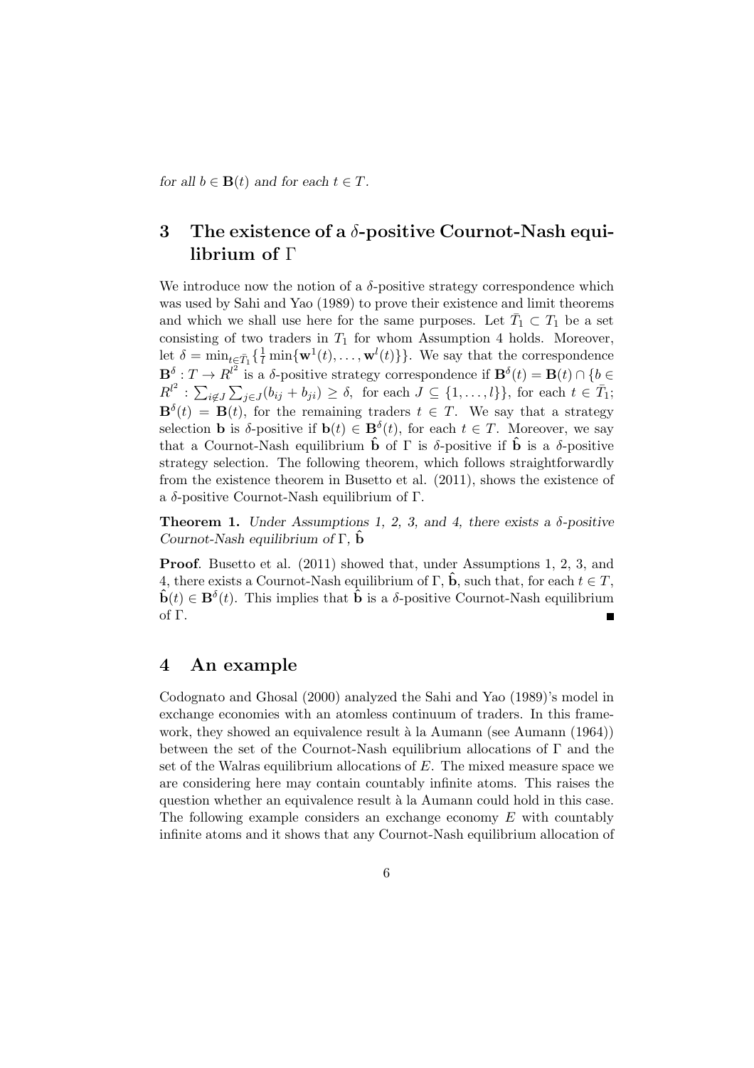*for all $b \in \mathbf{B}(t)$ and for each $t \in T$.*

## 3 The existence of a $\delta$-positive Cournot-Nash equilibrium of $\Gamma$

We introduce now the notion of a $\delta$-positive strategy correspondence which was used by Sahi and Yao (1989) to prove their existence and limit theorems and which we shall use here for the same purposes. Let $\bar{T}_1 \subset T_1$ be a set consisting of two traders in $T_1$ for whom Assumption 4 holds. Moreover, let $\delta = \min_{t \in \bar{T}_1}\{\frac{1}{l}\min\{\mathbf{w}^1(t), \ldots, \mathbf{w}^l(t)\}\}$. We say that the correspondence $\mathbf{B}^\delta : T \to R^{l^2}$ is a $\delta$-positive strategy correspondence if $\mathbf{B}^\delta(t) = \mathbf{B}(t) \cap \{b \in R^{l^2} : \sum_{i \notin J}\sum_{j \in J}(b_{ij} + b_{ji}) \geq \delta, \text{ for each } J \subseteq \{1, \ldots, l\}\}$, for each $t \in \bar{T}_1$; $\mathbf{B}^\delta(t) = \mathbf{B}(t)$, for the remaining traders $t \in T$. We say that a strategy selection $\mathbf{b}$ is $\delta$-positive if $\mathbf{b}(t) \in \mathbf{B}^\delta(t)$, for each $t \in T$. Moreover, we say that a Cournot-Nash equilibrium $\hat{\mathbf{b}}$ of $\Gamma$ is $\delta$-positive if $\hat{\mathbf{b}}$ is a $\delta$-positive strategy selection. The following theorem, which follows straightforwardly from the existence theorem in Busetto et al. (2011), shows the existence of a $\delta$-positive Cournot-Nash equilibrium of $\Gamma$.

**Theorem 1.** *Under Assumptions 1, 2, 3, and 4, there exists a $\delta$-positive Cournot-Nash equilibrium of $\Gamma$, $\hat{\mathbf{b}}$*

**Proof**. Busetto et al. (2011) showed that, under Assumptions 1, 2, 3, and 4, there exists a Cournot-Nash equilibrium of $\Gamma$, $\hat{\mathbf{b}}$, such that, for each $t \in T$, $\hat{\mathbf{b}}(t) \in \mathbf{B}^\delta(t)$. This implies that $\hat{\mathbf{b}}$ is a $\delta$-positive Cournot-Nash equilibrium of $\Gamma$. ∎

## 4 An example

Codognato and Ghosal (2000) analyzed the Sahi and Yao (1989)'s model in exchange economies with an atomless continuum of traders. In this framework, they showed an equivalence result à la Aumann (see Aumann (1964)) between the set of the Cournot-Nash equilibrium allocations of $\Gamma$ and the set of the Walras equilibrium allocations of $E$. The mixed measure space we are considering here may contain countably infinite atoms. This raises the question whether an equivalence result à la Aumann could hold in this case. The following example considers an exchange economy $E$ with countably infinite atoms and it shows that any Cournot-Nash equilibrium allocation of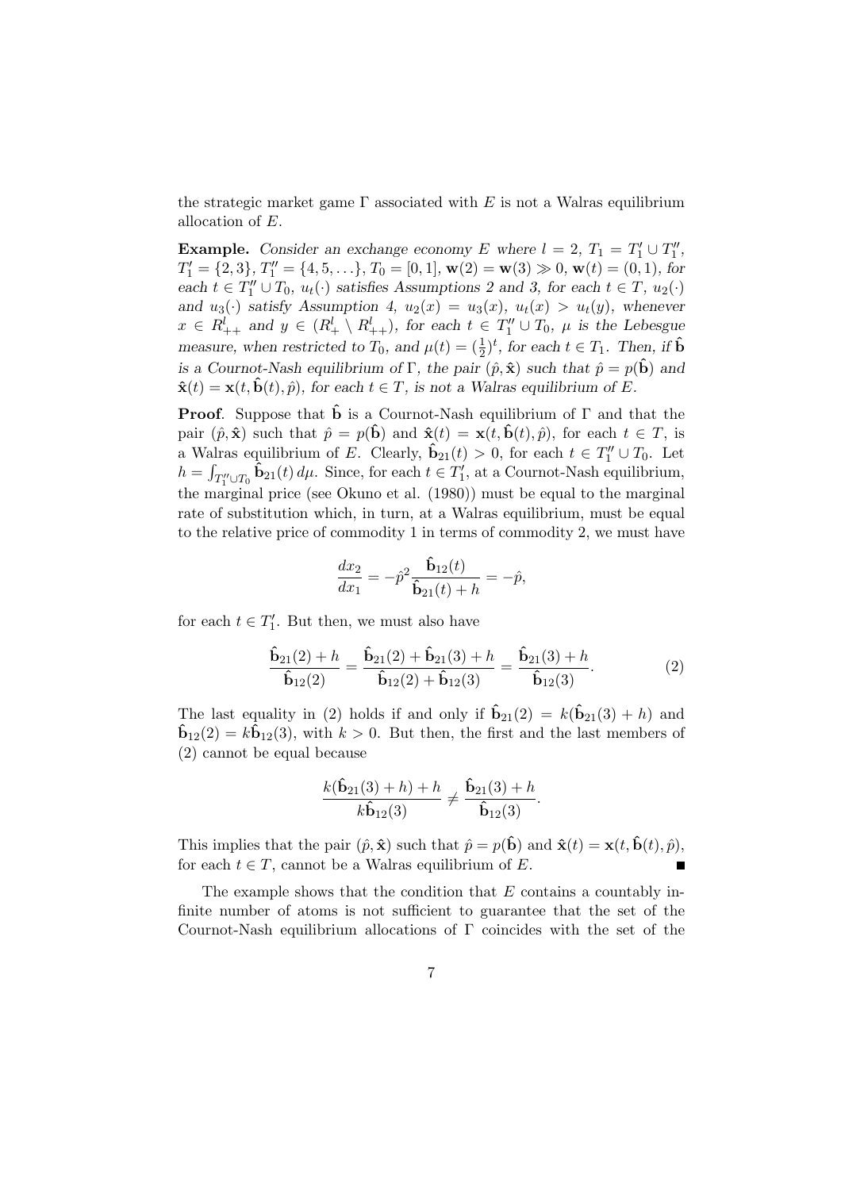the strategic market game $\Gamma$ associated with $E$ is not a Walras equilibrium allocation of $E$.

**Example.** *Consider an exchange economy $E$ where $l = 2$, $T_1 = T_1' \cup T_1''$, $T_1' = \{2, 3\}$, $T_1'' = \{4, 5, \ldots\}$, $T_0 = [0, 1]$, $\mathbf{w}(2) = \mathbf{w}(3) \gg 0$, $\mathbf{w}(t) = (0, 1)$, for each $t \in T_1'' \cup T_0$, $u_t(\cdot)$ satisfies Assumptions 2 and 3, for each $t \in T$, $u_2(\cdot)$ and $u_3(\cdot)$ satisfy Assumption 4, $u_2(x) = u_3(x)$, $u_t(x) > u_t(y)$, whenever $x \in R^l_{++}$ and $y \in (R^l_+ \setminus R^l_{++})$, for each $t \in T_1'' \cup T_0$, $\mu$ is the Lebesgue measure, when restricted to $T_0$, and $\mu(t) = (\frac{1}{2})^t$, for each $t \in T_1$. Then, if $\hat{\mathbf{b}}$ is a Cournot-Nash equilibrium of $\Gamma$, the pair $(\hat{p}, \hat{\mathbf{x}})$ such that $\hat{p} = p(\hat{\mathbf{b}})$ and $\hat{\mathbf{x}}(t) = \mathbf{x}(t, \hat{\mathbf{b}}(t), \hat{p})$, for each $t \in T$, is not a Walras equilibrium of $E$.*

**Proof**. Suppose that $\hat{\mathbf{b}}$ is a Cournot-Nash equilibrium of $\Gamma$ and that the pair $(\hat{p}, \hat{\mathbf{x}})$ such that $\hat{p} = p(\hat{\mathbf{b}})$ and $\hat{\mathbf{x}}(t) = \mathbf{x}(t, \hat{\mathbf{b}}(t), \hat{p})$, for each $t \in T$, is a Walras equilibrium of $E$. Clearly, $\hat{\mathbf{b}}_{21}(t) > 0$, for each $t \in T_1'' \cup T_0$. Let $h = \int_{T_1'' \cup T_0} \hat{\mathbf{b}}_{21}(t)\, d\mu$. Since, for each $t \in T_1'$, at a Cournot-Nash equilibrium, the marginal price (see Okuno et al. (1980)) must be equal to the marginal rate of substitution which, in turn, at a Walras equilibrium, must be equal to the relative price of commodity 1 in terms of commodity 2, we must have

$$\frac{dx_2}{dx_1} = -\hat{p}^2 \frac{\hat{\mathbf{b}}_{12}(t)}{\hat{\mathbf{b}}_{21}(t) + h} = -\hat{p},$$

for each $t \in T_1'$. But then, we must also have

$$\frac{\hat{\mathbf{b}}_{21}(2) + h}{\hat{\mathbf{b}}_{12}(2)} = \frac{\hat{\mathbf{b}}_{21}(2) + \hat{\mathbf{b}}_{21}(3) + h}{\hat{\mathbf{b}}_{12}(2) + \hat{\mathbf{b}}_{12}(3)} = \frac{\hat{\mathbf{b}}_{21}(3) + h}{\hat{\mathbf{b}}_{12}(3)}. \tag{2}$$

The last equality in (2) holds if and only if $\hat{\mathbf{b}}_{21}(2) = k(\hat{\mathbf{b}}_{21}(3) + h)$ and $\hat{\mathbf{b}}_{12}(2) = k\hat{\mathbf{b}}_{12}(3)$, with $k > 0$. But then, the first and the last members of (2) cannot be equal because

$$\frac{k(\hat{\mathbf{b}}_{21}(3) + h) + h}{k\hat{\mathbf{b}}_{12}(3)} \neq \frac{\hat{\mathbf{b}}_{21}(3) + h}{\hat{\mathbf{b}}_{12}(3)}.$$

This implies that the pair $(\hat{p}, \hat{\mathbf{x}})$ such that $\hat{p} = p(\hat{\mathbf{b}})$ and $\hat{\mathbf{x}}(t) = \mathbf{x}(t, \hat{\mathbf{b}}(t), \hat{p})$, for each $t \in T$, cannot be a Walras equilibrium of $E$. ∎

The example shows that the condition that $E$ contains a countably infinite number of atoms is not sufficient to guarantee that the set of the Cournot-Nash equilibrium allocations of $\Gamma$ coincides with the set of the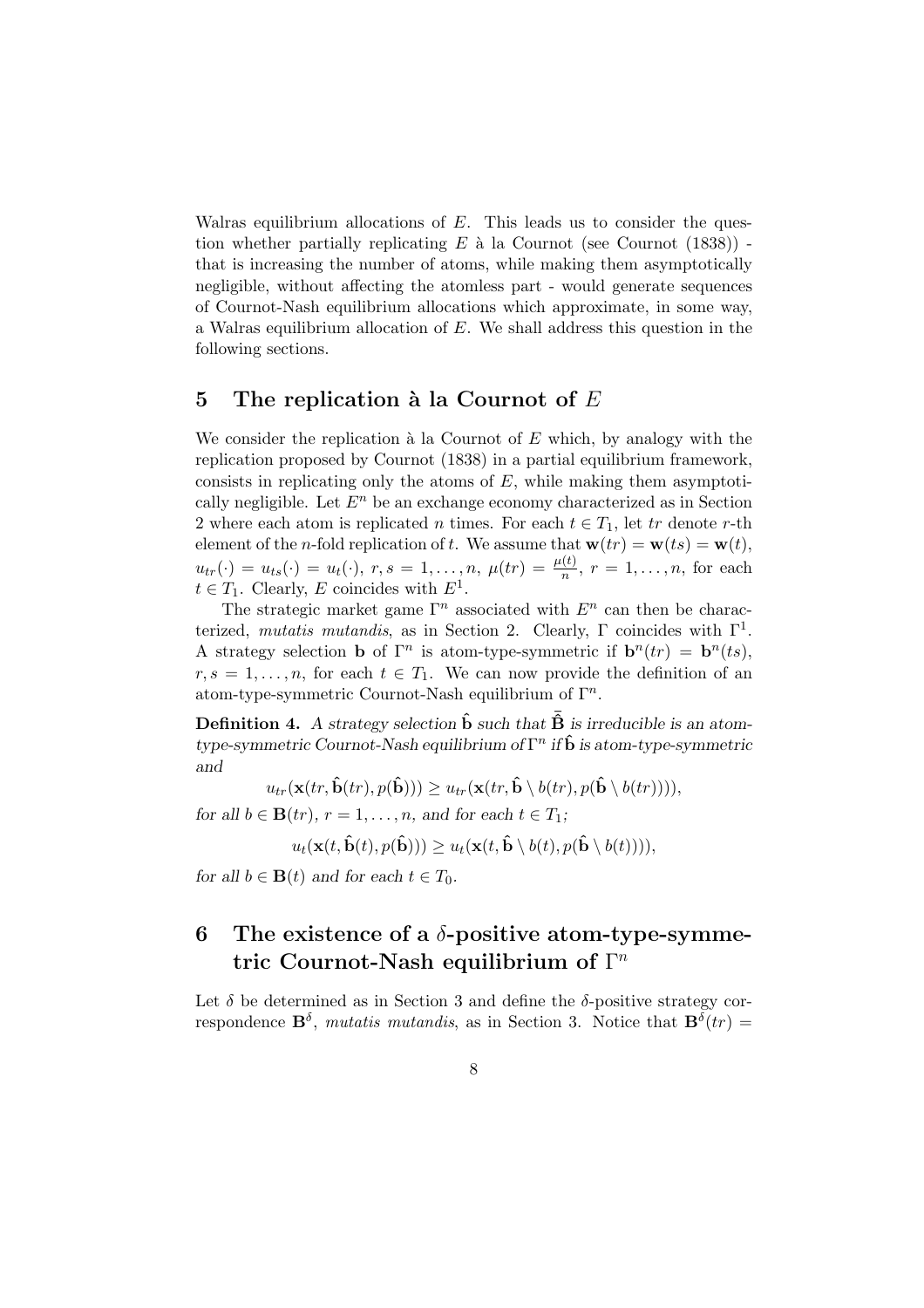Walras equilibrium allocations of $E$. This leads us to consider the question whether partially replicating $E$ à la Cournot (see Cournot (1838)) - that is increasing the number of atoms, while making them asymptotically negligible, without affecting the atomless part - would generate sequences of Cournot-Nash equilibrium allocations which approximate, in some way, a Walras equilibrium allocation of $E$. We shall address this question in the following sections.

## 5 The replication à la Cournot of $E$

We consider the replication à la Cournot of $E$ which, by analogy with the replication proposed by Cournot (1838) in a partial equilibrium framework, consists in replicating only the atoms of $E$, while making them asymptotically negligible. Let $E^n$ be an exchange economy characterized as in Section 2 where each atom is replicated $n$ times. For each $t \in T_1$, let $tr$ denote $r$-th element of the $n$-fold replication of $t$. We assume that $\mathbf{w}(tr) = \mathbf{w}(ts) = \mathbf{w}(t)$, $u_{tr}(\cdot) = u_{ts}(\cdot) = u_t(\cdot)$, $r, s = 1, \dots, n$, $\mu(tr) = \frac{\mu(t)}{n}$, $r = 1, \dots, n$, for each $t \in T_1$. Clearly, $E$ coincides with $E^1$.

The strategic market game $\Gamma^n$ associated with $E^n$ can then be characterized, *mutatis mutandis*, as in Section 2. Clearly, $\Gamma$ coincides with $\Gamma^1$. A strategy selection $\mathbf{b}$ of $\Gamma^n$ is atom-type-symmetric if $\mathbf{b}^n(tr) = \mathbf{b}^n(ts)$, $r, s = 1, \dots, n$, for each $t \in T_1$. We can now provide the definition of an atom-type-symmetric Cournot-Nash equilibrium of $\Gamma^n$.

**Definition 4.** *A strategy selection $\hat{\mathbf{b}}$ such that $\bar{\hat{\mathbf{B}}}$ is irreducible is an atom-type-symmetric Cournot-Nash equilibrium of $\Gamma^n$ if $\hat{\mathbf{b}}$ is atom-type-symmetric and*

$$u_{tr}(\mathbf{x}(tr, \hat{\mathbf{b}}(tr), p(\hat{\mathbf{b}}))) \geq u_{tr}(\mathbf{x}(tr, \hat{\mathbf{b}} \setminus b(tr), p(\hat{\mathbf{b}} \setminus b(tr)))),$$

*for all $b \in \mathbf{B}(tr)$, $r = 1, \dots, n$, and for each $t \in T_1$;*

$$u_t(\mathbf{x}(t, \hat{\mathbf{b}}(t), p(\hat{\mathbf{b}}))) \geq u_t(\mathbf{x}(t, \hat{\mathbf{b}} \setminus b(t), p(\hat{\mathbf{b}} \setminus b(t)))),$$

*for all $b \in \mathbf{B}(t)$ and for each $t \in T_0$.*

## 6 The existence of a $\delta$-positive atom-type-symmetric Cournot-Nash equilibrium of $\Gamma^n$

Let $\delta$ be determined as in Section 3 and define the $\delta$-positive strategy correspondence $\mathbf{B}^\delta$, *mutatis mutandis*, as in Section 3. Notice that $\mathbf{B}^\delta(tr) =$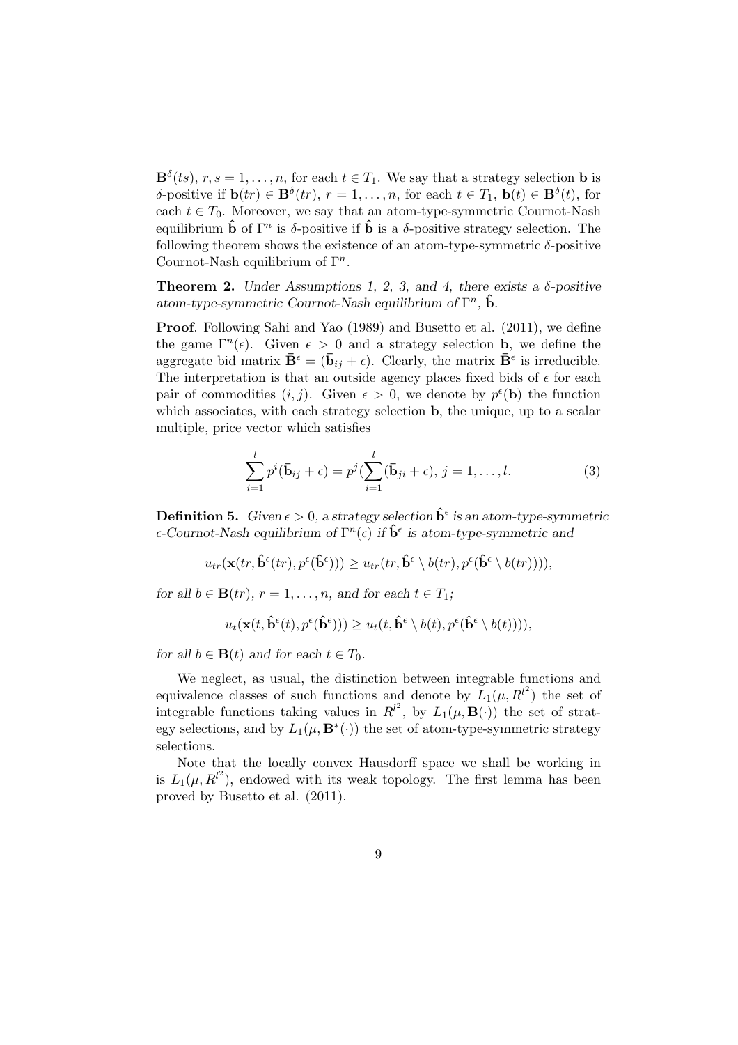$\mathbf{B}^\delta(ts)$, $r, s = 1, \ldots, n$, for each $t \in T_1$. We say that a strategy selection $\mathbf{b}$ is $\delta$-positive if $\mathbf{b}(tr) \in \mathbf{B}^\delta(tr)$, $r = 1, \ldots, n$, for each $t \in T_1$, $\mathbf{b}(t) \in \mathbf{B}^\delta(t)$, for each $t \in T_0$. Moreover, we say that an atom-type-symmetric Cournot-Nash equilibrium $\hat{\mathbf{b}}$ of $\Gamma^n$ is $\delta$-positive if $\hat{\mathbf{b}}$ is a $\delta$-positive strategy selection. The following theorem shows the existence of an atom-type-symmetric $\delta$-positive Cournot-Nash equilibrium of $\Gamma^n$.

**Theorem 2.** *Under Assumptions 1, 2, 3, and 4, there exists a $\delta$-positive atom-type-symmetric Cournot-Nash equilibrium of $\Gamma^n$, $\hat{\mathbf{b}}$.*

**Proof**. Following Sahi and Yao (1989) and Busetto et al. (2011), we define the game $\Gamma^n(\epsilon)$. Given $\epsilon > 0$ and a strategy selection $\mathbf{b}$, we define the aggregate bid matrix $\bar{\mathbf{B}}^\epsilon = (\bar{\mathbf{b}}_{ij} + \epsilon)$. Clearly, the matrix $\bar{\mathbf{B}}^\epsilon$ is irreducible. The interpretation is that an outside agency places fixed bids of $\epsilon$ for each pair of commodities $(i, j)$. Given $\epsilon > 0$, we denote by $p^\epsilon(\mathbf{b})$ the function which associates, with each strategy selection $\mathbf{b}$, the unique, up to a scalar multiple, price vector which satisfies

$$\sum_{i=1}^{l} p^i(\bar{\mathbf{b}}_{ij} + \epsilon) = p^j(\sum_{i=1}^{l}(\bar{\mathbf{b}}_{ji} + \epsilon), \; j = 1, \ldots, l. \tag{3}$$

**Definition 5.** *Given $\epsilon > 0$, a strategy selection $\hat{\mathbf{b}}^\epsilon$ is an atom-type-symmetric $\epsilon$-Cournot-Nash equilibrium of $\Gamma^n(\epsilon)$ if $\hat{\mathbf{b}}^\epsilon$ is atom-type-symmetric and*

$$u_{tr}(\mathbf{x}(tr, \hat{\mathbf{b}}^\epsilon(tr), p^\epsilon(\hat{\mathbf{b}}^\epsilon))) \geq u_{tr}(tr, \hat{\mathbf{b}}^\epsilon \setminus b(tr), p^\epsilon(\hat{\mathbf{b}}^\epsilon \setminus b(tr)))),$$

*for all $b \in \mathbf{B}(tr)$, $r = 1, \ldots, n$, and for each $t \in T_1$;*

$$u_t(\mathbf{x}(t, \hat{\mathbf{b}}^\epsilon(t), p^\epsilon(\hat{\mathbf{b}}^\epsilon))) \geq u_t(t, \hat{\mathbf{b}}^\epsilon \setminus b(t), p^\epsilon(\hat{\mathbf{b}}^\epsilon \setminus b(t)))),$$

*for all $b \in \mathbf{B}(t)$ and for each $t \in T_0$.*

We neglect, as usual, the distinction between integrable functions and equivalence classes of such functions and denote by $L_1(\mu, R^{l^2})$ the set of integrable functions taking values in $R^{l^2}$, by $L_1(\mu, \mathbf{B}(\cdot))$ the set of strategy selections, and by $L_1(\mu, \mathbf{B}^*(\cdot))$ the set of atom-type-symmetric strategy selections.

Note that the locally convex Hausdorff space we shall be working in is $L_1(\mu, R^{l^2})$, endowed with its weak topology. The first lemma has been proved by Busetto et al. (2011).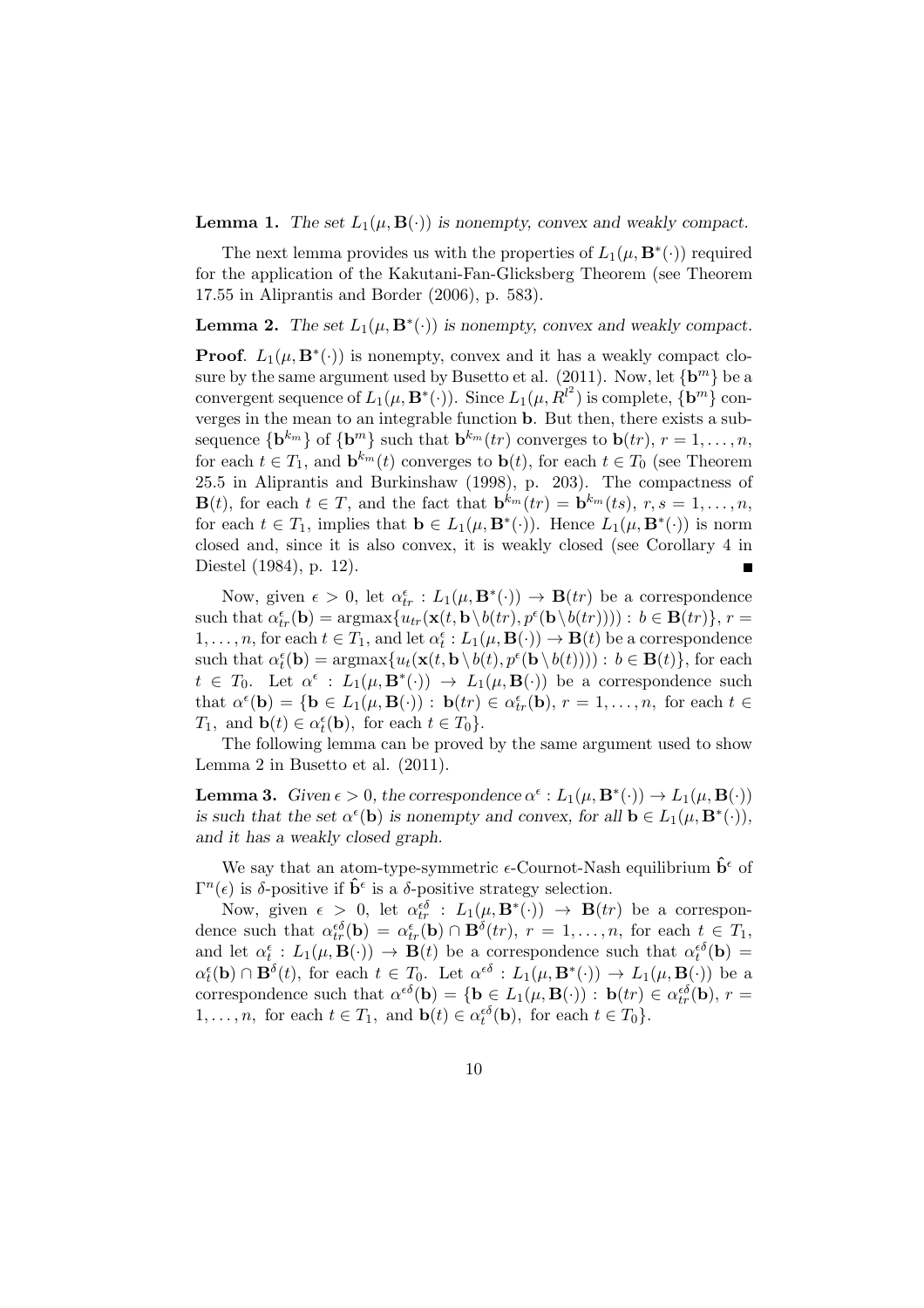**Lemma 1.** *The set $L_1(\mu, \mathbf{B}(\cdot))$ is nonempty, convex and weakly compact.*

The next lemma provides us with the properties of $L_1(\mu, \mathbf{B}^*(\cdot))$ required for the application of the Kakutani-Fan-Glicksberg Theorem (see Theorem 17.55 in Aliprantis and Border (2006), p. 583).

**Lemma 2.** *The set $L_1(\mu, \mathbf{B}^*(\cdot))$ is nonempty, convex and weakly compact.*

**Proof**. $L_1(\mu, \mathbf{B}^*(\cdot))$ is nonempty, convex and it has a weakly compact closure by the same argument used by Busetto et al. (2011). Now, let $\{\mathbf{b}^m\}$ be a convergent sequence of $L_1(\mu, \mathbf{B}^*(\cdot))$. Since $L_1(\mu, R^{l^2})$ is complete, $\{\mathbf{b}^m\}$ converges in the mean to an integrable function $\mathbf{b}$. But then, there exists a subsequence $\{\mathbf{b}^{k_m}\}$ of $\{\mathbf{b}^m\}$ such that $\mathbf{b}^{k_m}(tr)$ converges to $\mathbf{b}(tr)$, $r = 1, \ldots, n$, for each $t \in T_1$, and $\mathbf{b}^{k_m}(t)$ converges to $\mathbf{b}(t)$, for each $t \in T_0$ (see Theorem 25.5 in Aliprantis and Burkinshaw (1998), p. 203). The compactness of $\mathbf{B}(t)$, for each $t \in T$, and the fact that $\mathbf{b}^{k_m}(tr) = \mathbf{b}^{k_m}(ts)$, $r, s = 1, \ldots, n$, for each $t \in T_1$, implies that $\mathbf{b} \in L_1(\mu, \mathbf{B}^*(\cdot))$. Hence $L_1(\mu, \mathbf{B}^*(\cdot))$ is norm closed and, since it is also convex, it is weakly closed (see Corollary 4 in Diestel (1984), p. 12). ■

Now, given $\epsilon > 0$, let $\alpha^\epsilon_{tr} : L_1(\mu, \mathbf{B}^*(\cdot)) \to \mathbf{B}(tr)$ be a correspondence such that $\alpha^\epsilon_{tr}(\mathbf{b}) = \operatorname{argmax}\{u_{tr}(\mathbf{x}(t, \mathbf{b} \setminus b(tr), p^\epsilon(\mathbf{b} \setminus b(tr)))) : b \in \mathbf{B}(tr)\}$, $r = 1, \ldots, n$, for each $t \in T_1$, and let $\alpha^\epsilon_t : L_1(\mu, \mathbf{B}(\cdot)) \to \mathbf{B}(t)$ be a correspondence such that $\alpha^\epsilon_t(\mathbf{b}) = \operatorname{argmax}\{u_t(\mathbf{x}(t, \mathbf{b} \setminus b(t), p^\epsilon(\mathbf{b} \setminus b(t)))) : b \in \mathbf{B}(t)\}$, for each $t \in T_0$. Let $\alpha^\epsilon : L_1(\mu, \mathbf{B}^*(\cdot)) \to L_1(\mu, \mathbf{B}(\cdot))$ be a correspondence such that $\alpha^\epsilon(\mathbf{b}) = \{\mathbf{b} \in L_1(\mu, \mathbf{B}(\cdot)) : \mathbf{b}(tr) \in \alpha^\epsilon_{tr}(\mathbf{b}),\ r = 1, \ldots, n, \text{ for each } t \in T_1, \text{ and } \mathbf{b}(t) \in \alpha^\epsilon_t(\mathbf{b}), \text{ for each } t \in T_0\}$.

The following lemma can be proved by the same argument used to show Lemma 2 in Busetto et al. (2011).

**Lemma 3.** *Given $\epsilon > 0$, the correspondence $\alpha^\epsilon : L_1(\mu, \mathbf{B}^*(\cdot)) \to L_1(\mu, \mathbf{B}(\cdot))$ is such that the set $\alpha^\epsilon(\mathbf{b})$ is nonempty and convex, for all $\mathbf{b} \in L_1(\mu, \mathbf{B}^*(\cdot))$, and it has a weakly closed graph.*

We say that an atom-type-symmetric $\epsilon$-Cournot-Nash equilibrium $\hat{\mathbf{b}}^\epsilon$ of $\Gamma^n(\epsilon)$ is $\delta$-positive if $\hat{\mathbf{b}}^\epsilon$ is a $\delta$-positive strategy selection.

Now, given $\epsilon > 0$, let $\alpha^{\epsilon\delta}_{tr} : L_1(\mu, \mathbf{B}^*(\cdot)) \to \mathbf{B}(tr)$ be a correspondence such that $\alpha^{\epsilon\delta}_{tr}(\mathbf{b}) = \alpha^\epsilon_{tr}(\mathbf{b}) \cap \mathbf{B}^\delta(tr)$, $r = 1, \ldots, n$, for each $t \in T_1$, and let $\alpha^\epsilon_t : L_1(\mu, \mathbf{B}(\cdot)) \to \mathbf{B}(t)$ be a correspondence such that $\alpha^{\epsilon\delta}_t(\mathbf{b}) = \alpha^\epsilon_t(\mathbf{b}) \cap \mathbf{B}^\delta(t)$, for each $t \in T_0$. Let $\alpha^{\epsilon\delta} : L_1(\mu, \mathbf{B}^*(\cdot)) \to L_1(\mu, \mathbf{B}(\cdot))$ be a correspondence such that $\alpha^{\epsilon\delta}(\mathbf{b}) = \{\mathbf{b} \in L_1(\mu, \mathbf{B}(\cdot)) : \mathbf{b}(tr) \in \alpha^{\epsilon\delta}_{tr}(\mathbf{b}),\ r = 1, \ldots, n, \text{ for each } t \in T_1, \text{ and } \mathbf{b}(t) \in \alpha^{\epsilon\delta}_t(\mathbf{b}), \text{ for each } t \in T_0\}$.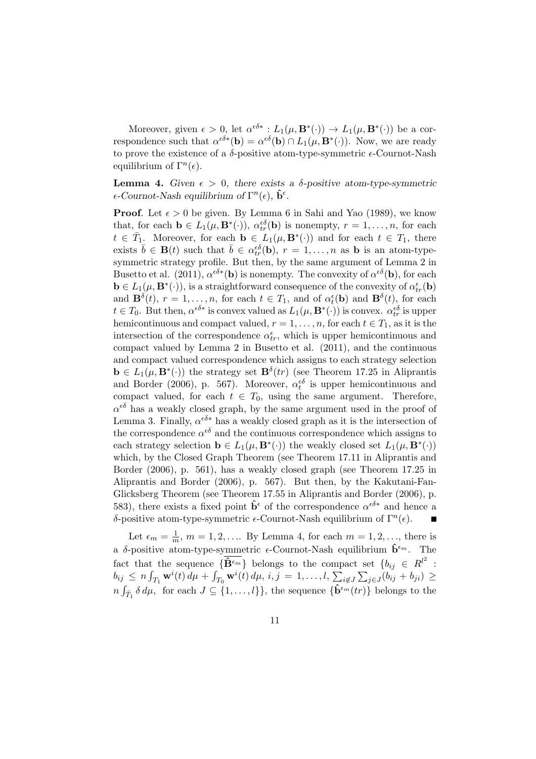Moreover, given $\epsilon > 0$, let $\alpha^{\epsilon\delta *} : L_1(\mu, \mathbf{B}^*(\cdot)) \to L_1(\mu, \mathbf{B}^*(\cdot))$ be a correspondence such that $\alpha^{\epsilon\delta *}(\mathbf{b}) = \alpha^{\epsilon\delta}(\mathbf{b}) \cap L_1(\mu, \mathbf{B}^*(\cdot))$. Now, we are ready to prove the existence of a $\delta$-positive atom-type-symmetric $\epsilon$-Cournot-Nash equilibrium of $\Gamma^n(\epsilon)$.

**Lemma 4.** *Given $\epsilon > 0$, there exists a $\delta$-positive atom-type-symmetric $\epsilon$-Cournot-Nash equilibrium of $\Gamma^n(\epsilon)$, $\hat{\mathbf{b}}^\epsilon$.*

**Proof**. Let $\epsilon > 0$ be given. By Lemma 6 in Sahi and Yao (1989), we know that, for each $\mathbf{b} \in L_1(\mu, \mathbf{B}^*(\cdot))$, $\alpha^{\epsilon\delta}_{tr}(\mathbf{b})$ is nonempty, $r = 1, \ldots, n$, for each $t \in \bar{T}_1$. Moreover, for each $\mathbf{b} \in L_1(\mu, \mathbf{B}^*(\cdot))$ and for each $t \in T_1$, there exists $\bar{b} \in \mathbf{B}(t)$ such that $\bar{b} \in \alpha^{\epsilon\delta}_{tr}(\mathbf{b})$, $r = 1, \ldots, n$ as $\mathbf{b}$ is an atom-type-symmetric strategy profile. But then, by the same argument of Lemma 2 in Busetto et al. (2011), $\alpha^{\epsilon\delta *}(\mathbf{b})$ is nonempty. The convexity of $\alpha^{\epsilon\delta}(\mathbf{b})$, for each $\mathbf{b} \in L_1(\mu, \mathbf{B}^*(\cdot))$, is a straightforward consequence of the convexity of $\alpha^\epsilon_{tr}(\mathbf{b})$ and $\mathbf{B}^\delta(t)$, $r = 1, \ldots, n$, for each $t \in T_1$, and of $\alpha^\epsilon_t(\mathbf{b})$ and $\mathbf{B}^\delta(t)$, for each $t \in T_0$. But then, $\alpha^{\epsilon\delta *}$ is convex valued as $L_1(\mu, \mathbf{B}^*(\cdot))$ is convex. $\alpha^{\epsilon\delta}_{tr}$ is upper hemicontinuous and compact valued, $r = 1, \ldots, n$, for each $t \in T_1$, as it is the intersection of the correspondence $\alpha^\epsilon_{tr}$, which is upper hemicontinuous and compact valued by Lemma 2 in Busetto et al. (2011), and the continuous and compact valued correspondence which assigns to each strategy selection $\mathbf{b} \in L_1(\mu, \mathbf{B}^*(\cdot))$ the strategy set $\mathbf{B}^\delta(tr)$ (see Theorem 17.25 in Aliprantis and Border (2006), p. 567). Moreover, $\alpha^{\epsilon\delta}_t$ is upper hemicontinuous and compact valued, for each $t \in T_0$, using the same argument. Therefore, $\alpha^{\epsilon\delta}$ has a weakly closed graph, by the same argument used in the proof of Lemma 3. Finally, $\alpha^{\epsilon\delta *}$ has a weakly closed graph as it is the intersection of the correspondence $\alpha^{\epsilon\delta}$ and the continuous correspondence which assigns to each strategy selection $\mathbf{b} \in L_1(\mu, \mathbf{B}^*(\cdot))$ the weakly closed set $L_1(\mu, \mathbf{B}^*(\cdot))$ which, by the Closed Graph Theorem (see Theorem 17.11 in Aliprantis and Border (2006), p. 561), has a weakly closed graph (see Theorem 17.25 in Aliprantis and Border (2006), p. 567). But then, by the Kakutani-Fan-Glicksberg Theorem (see Theorem 17.55 in Aliprantis and Border (2006), p. 583), there exists a fixed point $\hat{\mathbf{b}}^\epsilon$ of the correspondence $\alpha^{\epsilon\delta *}$ and hence a $\delta$-positive atom-type-symmetric $\epsilon$-Cournot-Nash equilibrium of $\Gamma^n(\epsilon)$. ■

Let $\epsilon_m = \frac{1}{m}$, $m = 1, 2, \ldots$. By Lemma 4, for each $m = 1, 2, \ldots$, there is a $\delta$-positive atom-type-symmetric $\epsilon$-Cournot-Nash equilibrium $\hat{\mathbf{b}}^{\epsilon_m}$. The fact that the sequence $\{\overline{\hat{\mathbf{B}}^{\epsilon_m}}\}$ belongs to the compact set $\{b_{ij} \in R^{l^2} : b_{ij} \leq n \int_{T_1} \mathbf{w}^i(t)\, d\mu + \int_{T_0} \mathbf{w}^i(t)\, d\mu,\ i, j = 1, \ldots, l,\ \sum_{i \notin J} \sum_{j \in J}(b_{ij} + b_{ji}) \geq n \int_{\bar{T}_1} \delta\, d\mu,\ \text{for each } J \subseteq \{1, \ldots, l\}\}$, the sequence $\{\hat{\mathbf{b}}^{\epsilon_m}(tr)\}$ belongs to the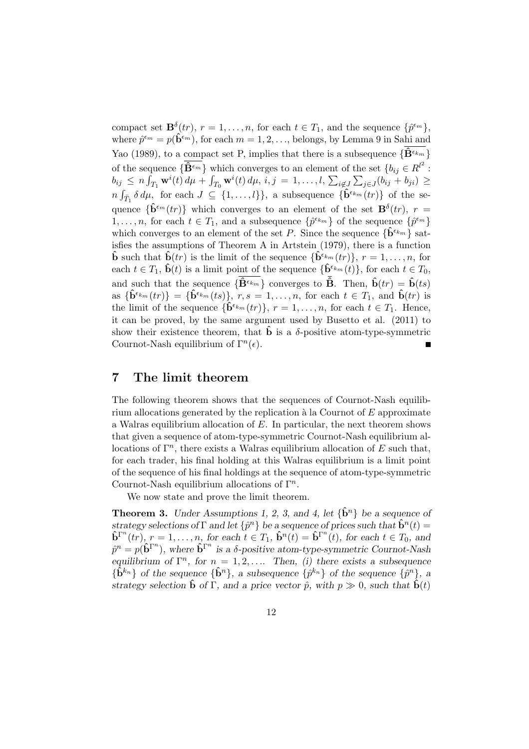compact set $\mathbf{B}^{\delta}(tr)$, $r = 1, \ldots, n$, for each $t \in T_1$, and the sequence $\{\hat{p}^{\epsilon_m}\}$, where $\hat{p}^{\epsilon_m} = p(\hat{\mathbf{b}}^{\epsilon_m})$, for each $m = 1, 2, \ldots$, belongs, by Lemma 9 in Sahi and Yao (1989), to a compact set P, implies that there is a subsequence $\{\overline{\hat{\mathbf{B}}^{\epsilon_{k_m}}}\}$ of the sequence $\{\overline{\hat{\mathbf{B}}^{\epsilon_m}}\}$ which converges to an element of the set $\{b_{ij} \in R^{l^2} : b_{ij} \leq n \int_{T_1} \mathbf{w}^i(t)\, d\mu + \int_{T_0} \mathbf{w}^i(t)\, d\mu,\ i, j = 1, \ldots, l,\ \sum_{i \notin J} \sum_{j \in J} (b_{ij} + b_{ji}) \geq n \int_{\bar{T}_1} \delta\, d\mu,$ for each $J \subseteq \{1, \ldots, l\}\}$, a subsequence $\{\hat{\mathbf{b}}^{\epsilon_{k_m}}(tr)\}$ of the sequence $\{\hat{\mathbf{b}}^{\epsilon_m}(tr)\}$ which converges to an element of the set $\mathbf{B}^{\delta}(tr)$, $r = 1, \ldots, n$, for each $t \in T_1$, and a subsequence $\{\hat{p}^{\epsilon_{k_m}}\}$ of the sequence $\{\hat{p}^{\epsilon_m}\}$ which converges to an element of the set $P$. Since the sequence $\{\hat{\mathbf{b}}^{\epsilon_{k_m}}\}$ satisfies the assumptions of Theorem A in Artstein (1979), there is a function $\hat{\mathbf{b}}$ such that $\hat{\mathbf{b}}(tr)$ is the limit of the sequence $\{\hat{\mathbf{b}}^{\epsilon_{k_m}}(tr)\}$, $r = 1, \ldots, n$, for each $t \in T_1$, $\hat{\mathbf{b}}(t)$ is a limit point of the sequence $\{\hat{\mathbf{b}}^{\epsilon_{k_m}}(t)\}$, for each $t \in T_0$, and such that the sequence $\{\overline{\hat{\mathbf{B}}^{\epsilon_{k_m}}}\}$ converges to $\overline{\hat{\mathbf{B}}}$. Then, $\hat{\mathbf{b}}(tr) = \hat{\mathbf{b}}(ts)$ as $\{\hat{\mathbf{b}}^{\epsilon_{k_m}}(tr)\} = \{\hat{\mathbf{b}}^{\epsilon_{k_m}}(ts)\}$, $r, s = 1, \ldots, n$, for each $t \in T_1$, and $\hat{\mathbf{b}}(tr)$ is the limit of the sequence $\{\hat{\mathbf{b}}^{\epsilon_{k_m}}(tr)\}$, $r = 1, \ldots, n$, for each $t \in T_1$. Hence, it can be proved, by the same argument used by Busetto et al. (2011) to show their existence theorem, that $\hat{\mathbf{b}}$ is a $\delta$-positive atom-type-symmetric Cournot-Nash equilibrium of $\Gamma^n(\epsilon)$. ∎

## 7 The limit theorem

The following theorem shows that the sequences of Cournot-Nash equilibrium allocations generated by the replication à la Cournot of $E$ approximate a Walras equilibrium allocation of $E$. In particular, the next theorem shows that given a sequence of atom-type-symmetric Cournot-Nash equilibrium allocations of $\Gamma^n$, there exists a Walras equilibrium allocation of $E$ such that, for each trader, his final holding at this Walras equilibrium is a limit point of the sequence of his final holdings at the sequence of atom-type-symmetric Cournot-Nash equilibrium allocations of $\Gamma^n$.

We now state and prove the limit theorem.

**Theorem 3.** *Under Assumptions 1, 2, 3, and 4, let $\{\hat{\mathbf{b}}^n\}$ be a sequence of strategy selections of $\Gamma$ and let $\{\hat{p}^n\}$ be a sequence of prices such that $\hat{\mathbf{b}}^n(t) = \hat{\mathbf{b}}^{\Gamma^n}(tr)$, $r = 1, \ldots, n$, for each $t \in T_1$, $\hat{\mathbf{b}}^n(t) = \hat{\mathbf{b}}^{\Gamma^n}(t)$, for each $t \in T_0$, and $\hat{p}^n = p(\hat{\mathbf{b}}^{\Gamma^n})$, where $\hat{\mathbf{b}}^{\Gamma^n}$ is a $\delta$-positive atom-type-symmetric Cournot-Nash equilibrium of $\Gamma^n$, for $n = 1, 2, \ldots$. Then, (i) there exists a subsequence $\{\hat{\mathbf{b}}^{k_n}\}$ of the sequence $\{\hat{\mathbf{b}}^n\}$, a subsequence $\{\hat{p}^{k_n}\}$ of the sequence $\{\hat{p}^n\}$, a strategy selection $\hat{\mathbf{b}}$ of $\Gamma$, and a price vector $\hat{p}$, with $p \gg 0$, such that $\hat{\mathbf{b}}(t)$*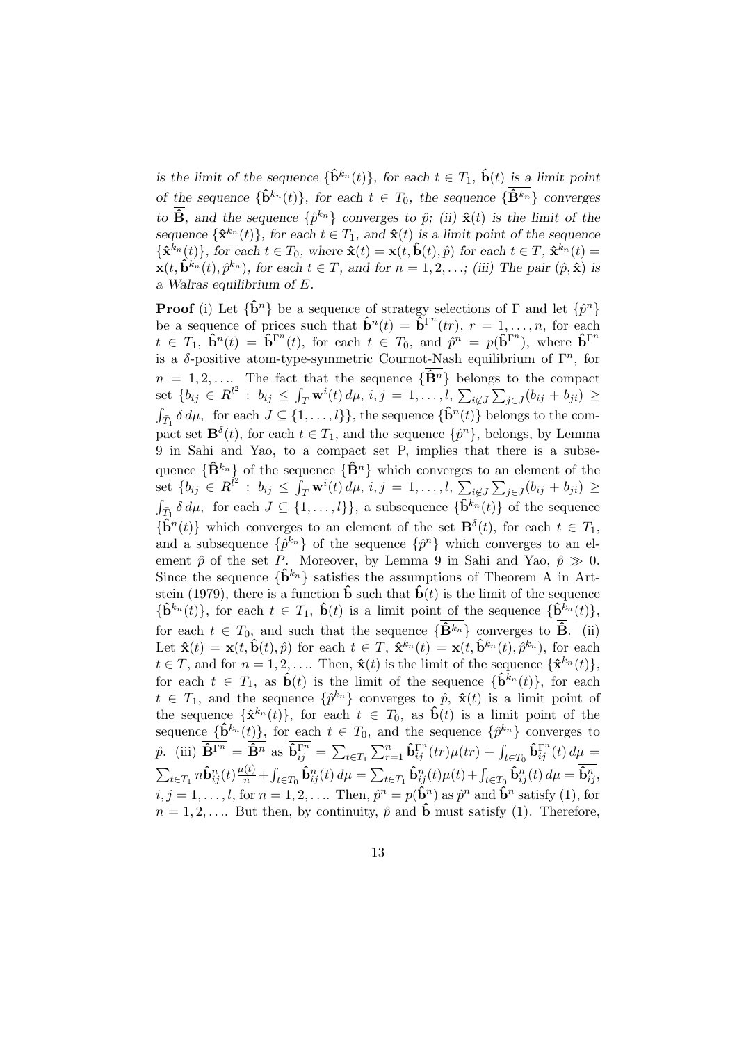*is the limit of the sequence* $\{\hat{\mathbf{b}}^{k_n}(t)\}$*, for each* $t \in T_1$*,* $\hat{\mathbf{b}}(t)$ *is a limit point of the sequence* $\{\hat{\mathbf{b}}^{k_n}(t)\}$*, for each* $t \in T_0$*, the sequence* $\{\overline{\hat{\mathbf{B}}^{k_n}}\}$ *converges to* $\overline{\hat{\mathbf{B}}}$*, and the sequence* $\{\hat{p}^{k_n}\}$ *converges to* $\hat{p}$*; (ii)* $\hat{\mathbf{x}}(t)$ *is the limit of the sequence* $\{\hat{\mathbf{x}}^{k_n}(t)\}$*, for each* $t \in T_1$*, and* $\hat{\mathbf{x}}(t)$ *is a limit point of the sequence* $\{\hat{\mathbf{x}}^{k_n}(t)\}$*, for each* $t \in T_0$*, where* $\hat{\mathbf{x}}(t) = \mathbf{x}(t, \hat{\mathbf{b}}(t), \hat{p})$ *for each* $t \in T$*,* $\hat{\mathbf{x}}^{k_n}(t) = \mathbf{x}(t, \hat{\mathbf{b}}^{k_n}(t), \hat{p}^{k_n})$*, for each* $t \in T$*, and for* $n = 1, 2, \ldots$*; (iii) The pair* $(\hat{p}, \hat{\mathbf{x}})$ *is a Walras equilibrium of* $E$*.*

**Proof** (i) Let $\{\hat{\mathbf{b}}^n\}$ be a sequence of strategy selections of $\Gamma$ and let $\{\hat{p}^n\}$ be a sequence of prices such that $\hat{\mathbf{b}}^n(t) = \hat{\mathbf{b}}^{\Gamma^n}(tr)$, $r = 1, \ldots, n$, for each $t \in T_1$, $\hat{\mathbf{b}}^n(t) = \hat{\mathbf{b}}^{\Gamma^n}(t)$, for each $t \in T_0$, and $\hat{p}^n = p(\hat{\mathbf{b}}^{\Gamma^n})$, where $\hat{\mathbf{b}}^{\Gamma^n}$ is a $\delta$-positive atom-type-symmetric Cournot-Nash equilibrium of $\Gamma^n$, for $n = 1, 2, \ldots$. The fact that the sequence $\{\overline{\hat{\mathbf{B}}^n}\}$ belongs to the compact set $\{b_{ij} \in R^{l^2} : b_{ij} \leq \int_T \mathbf{w}^i(t)\, d\mu,\ i, j = 1, \ldots, l,\ \sum_{i \notin J} \sum_{j \in J} (b_{ij} + b_{ji}) \geq \int_{\bar{T}_1} \delta\, d\mu, \text{ for each } J \subseteq \{1, \ldots, l\}\}$, the sequence $\{\hat{\mathbf{b}}^n(t)\}$ belongs to the compact set $\mathbf{B}^\delta(t)$, for each $t \in T_1$, and the sequence $\{\hat{p}^n\}$, belongs, by Lemma 9 in Sahi and Yao, to a compact set P, implies that there is a subsequence $\{\overline{\hat{\mathbf{B}}^{k_n}}\}$ of the sequence $\{\overline{\hat{\mathbf{B}}^n}\}$ which converges to an element of the set $\{b_{ij} \in R^{l^2} : b_{ij} \leq \int_T \mathbf{w}^i(t)\, d\mu,\ i, j = 1, \ldots, l,\ \sum_{i \notin J} \sum_{j \in J} (b_{ij} + b_{ji}) \geq \int_{\bar{T}_1} \delta\, d\mu, \text{ for each } J \subseteq \{1, \ldots, l\}\}$, a subsequence $\{\hat{\mathbf{b}}^{k_n}(t)\}$ of the sequence $\{\hat{\mathbf{b}}^n(t)\}$ which converges to an element of the set $\mathbf{B}^\delta(t)$, for each $t \in T_1$, and a subsequence $\{\hat{p}^{k_n}\}$ of the sequence $\{\hat{p}^n\}$ which converges to an element $\hat{p}$ of the set $P$. Moreover, by Lemma 9 in Sahi and Yao, $\hat{p} \gg 0$. Since the sequence $\{\hat{\mathbf{b}}^{k_n}\}$ satisfies the assumptions of Theorem A in Artstein (1979), there is a function $\hat{\mathbf{b}}$ such that $\hat{\mathbf{b}}(t)$ is the limit of the sequence $\{\hat{\mathbf{b}}^{k_n}(t)\}$, for each $t \in T_1$, $\hat{\mathbf{b}}(t)$ is a limit point of the sequence $\{\hat{\mathbf{b}}^{k_n}(t)\}$, for each $t \in T_0$, and such that the sequence $\{\overline{\hat{\mathbf{B}}^{k_n}}\}$ converges to $\overline{\hat{\mathbf{B}}}$. (ii) Let $\hat{\mathbf{x}}(t) = \mathbf{x}(t, \hat{\mathbf{b}}(t), \hat{p})$ for each $t \in T$, $\hat{\mathbf{x}}^{k_n}(t) = \mathbf{x}(t, \hat{\mathbf{b}}^{k_n}(t), \hat{p}^{k_n})$, for each $t \in T$, and for $n = 1, 2, \ldots$. Then, $\hat{\mathbf{x}}(t)$ is the limit of the sequence $\{\hat{\mathbf{x}}^{k_n}(t)\}$, for each $t \in T_1$, as $\hat{\mathbf{b}}(t)$ is the limit of the sequence $\{\hat{\mathbf{b}}^{k_n}(t)\}$, for each $t \in T_1$, and the sequence $\{\hat{p}^{k_n}\}$ converges to $\hat{p}$, $\hat{\mathbf{x}}(t)$ is a limit point of the sequence $\{\hat{\mathbf{x}}^{k_n}(t)\}$, for each $t \in T_0$, as $\hat{\mathbf{b}}(t)$ is a limit point of the sequence $\{\hat{\mathbf{b}}^{k_n}(t)\}$, for each $t \in T_0$, and the sequence $\{\hat{p}^{k_n}\}$ converges to $\hat{p}$. (iii) $\overline{\hat{\mathbf{B}}^{\Gamma^n}} = \overline{\hat{\mathbf{B}}^n}$ as $\overline{\hat{\mathbf{b}}_{ij}^{\Gamma^n}} = \sum_{t \in T_1} \sum_{r=1}^n \hat{\mathbf{b}}_{ij}^{\Gamma^n}(tr)\mu(tr) + \int_{t \in T_0} \hat{\mathbf{b}}_{ij}^{\Gamma^n}(t)\, d\mu = \sum_{t \in T_1} n \hat{\mathbf{b}}_{ij}^n(t) \frac{\mu(t)}{n} + \int_{t \in T_0} \hat{\mathbf{b}}_{ij}^n(t)\, d\mu = \sum_{t \in T_1} \hat{\mathbf{b}}_{ij}^n(t)\mu(t) + \int_{t \in T_0} \hat{\mathbf{b}}_{ij}^n(t)\, d\mu = \overline{\hat{\mathbf{b}}_{ij}^n}$, $i, j = 1, \ldots, l$, for $n = 1, 2, \ldots$. Then, $\hat{p}^n = p(\hat{\mathbf{b}}^n)$ as $\hat{p}^n$ and $\hat{\mathbf{b}}^n$ satisfy (1), for $n = 1, 2, \ldots$. But then, by continuity, $\hat{p}$ and $\hat{\mathbf{b}}$ must satisfy (1). Therefore,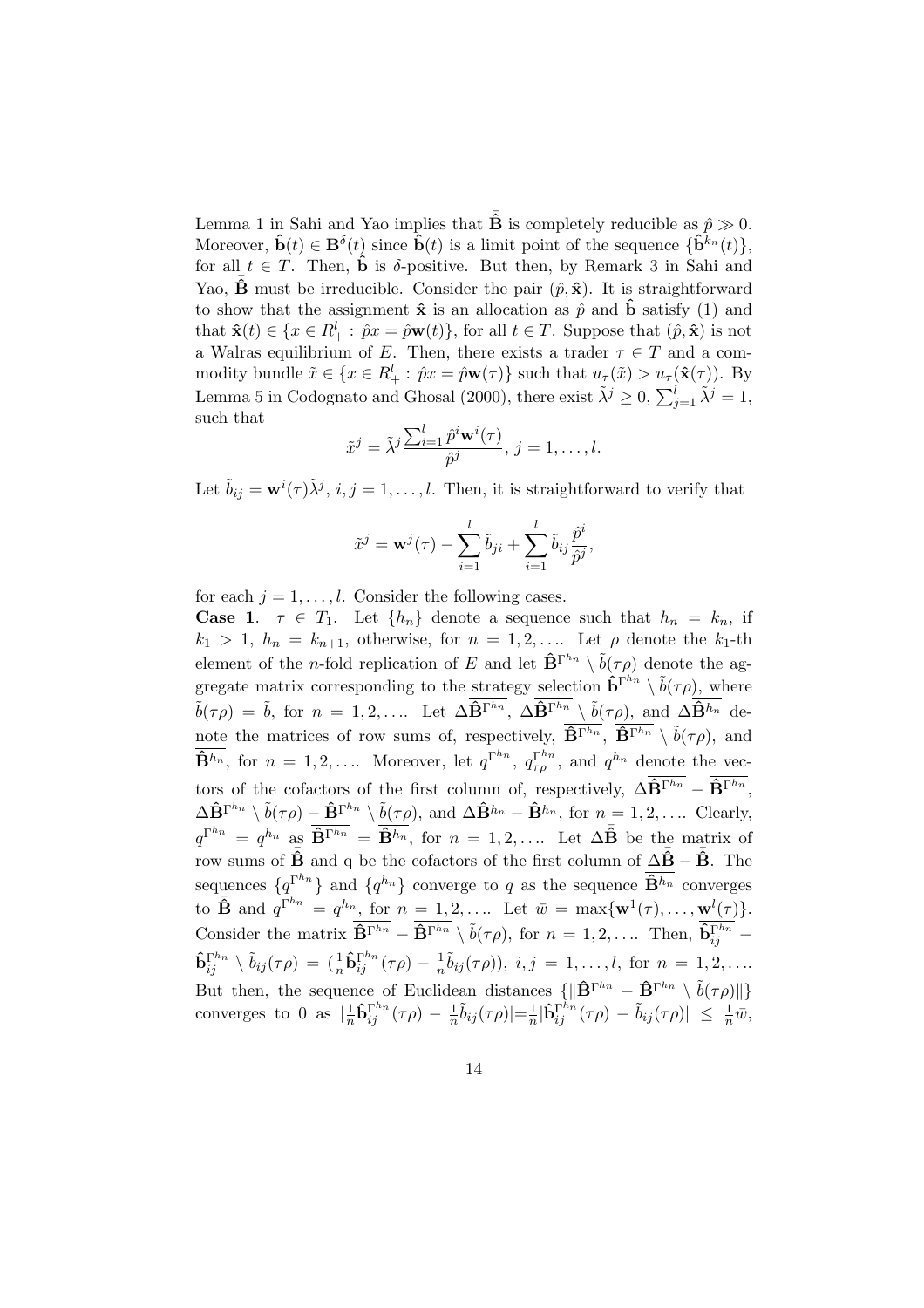Lemma 1 in Sahi and Yao implies that $\bar{\hat{\mathbf{B}}}$ is completely reducible as $\hat{p} \gg 0$. Moreover, $\hat{\mathbf{b}}(t) \in \mathbf{B}^{\delta}(t)$ since $\hat{\mathbf{b}}(t)$ is a limit point of the sequence $\{\hat{\mathbf{b}}^{k_n}(t)\}$, for all $t \in T$. Then, $\hat{\mathbf{b}}$ is $\delta$-positive. But then, by Remark 3 in Sahi and Yao, $\bar{\hat{\mathbf{B}}}$ must be irreducible. Consider the pair $(\hat{p}, \hat{\mathbf{x}})$. It is straightforward to show that the assignment $\hat{\mathbf{x}}$ is an allocation as $\hat{p}$ and $\hat{\mathbf{b}}$ satisfy (1) and that $\hat{\mathbf{x}}(t) \in \{x \in R^l_+ : \hat{p}x = \hat{p}\mathbf{w}(t)\}$, for all $t \in T$. Suppose that $(\hat{p}, \hat{\mathbf{x}})$ is not a Walras equilibrium of $E$. Then, there exists a trader $\tau \in T$ and a commodity bundle $\tilde{x} \in \{x \in R^l_+ : \hat{p}x = \hat{p}\mathbf{w}(\tau)\}$ such that $u_\tau(\tilde{x}) > u_\tau(\hat{\mathbf{x}}(\tau))$. By Lemma 5 in Codognato and Ghosal (2000), there exist $\tilde{\lambda}^j \geq 0$, $\sum_{j=1}^l \tilde{\lambda}^j = 1$, such that

$$\tilde{x}^j = \tilde{\lambda}^j \frac{\sum_{i=1}^l \hat{p}^i \mathbf{w}^i(\tau)}{\hat{p}^j},\ j = 1, \ldots, l.$$

Let $\tilde{b}_{ij} = \mathbf{w}^i(\tau)\tilde{\lambda}^j$, $i, j = 1, \ldots, l$. Then, it is straightforward to verify that

$$\tilde{x}^j = \mathbf{w}^j(\tau) - \sum_{i=1}^l \tilde{b}_{ji} + \sum_{i=1}^l \tilde{b}_{ij} \frac{\hat{p}^i}{\hat{p}^j},$$

for each $j = 1, \ldots, l$. Consider the following cases.

**Case 1**. $\tau \in T_1$. Let $\{h_n\}$ denote a sequence such that $h_n = k_n$, if $k_1 > 1$, $h_n = k_{n+1}$, otherwise, for $n = 1, 2, \ldots$. Let $\rho$ denote the $k_1$-th element of the $n$-fold replication of $E$ and let $\overline{\hat{\mathbf{B}}^{\Gamma^{h_n}}} \setminus \tilde{b}(\tau\rho)$ denote the aggregate matrix corresponding to the strategy selection $\hat{\mathbf{b}}^{\Gamma^{h_n}} \setminus \tilde{b}(\tau\rho)$, where $\tilde{b}(\tau\rho) = \tilde{b}$, for $n = 1, 2, \ldots$. Let $\Delta\overline{\hat{\mathbf{B}}^{\Gamma^{h_n}}}$, $\Delta\overline{\hat{\mathbf{B}}^{\Gamma^{h_n}}} \setminus \tilde{b}(\tau\rho)$, and $\Delta\overline{\hat{\mathbf{B}}^{h_n}}$ denote the matrices of row sums of, respectively, $\overline{\hat{\mathbf{B}}^{\Gamma^{h_n}}}$, $\overline{\hat{\mathbf{B}}^{\Gamma^{h_n}}} \setminus \tilde{b}(\tau\rho)$, and $\overline{\hat{\mathbf{B}}^{h_n}}$, for $n = 1, 2, \ldots$. Moreover, let $q^{\Gamma^{h_n}}$, $q^{\Gamma^{h_n}}_{\tau\rho}$, and $q^{h_n}$ denote the vectors of the cofactors of the first column of, respectively, $\Delta\overline{\hat{\mathbf{B}}^{\Gamma^{h_n}}} - \overline{\hat{\mathbf{B}}^{\Gamma^{h_n}}}$, $\Delta\overline{\hat{\mathbf{B}}^{\Gamma^{h_n}}} \setminus \tilde{b}(\tau\rho) - \overline{\hat{\mathbf{B}}^{\Gamma^{h_n}}} \setminus \tilde{b}(\tau\rho)$, and $\Delta\overline{\hat{\mathbf{B}}^{h_n}} - \overline{\hat{\mathbf{B}}^{h_n}}$, for $n = 1, 2, \ldots$. Clearly, $q^{\Gamma^{h_n}} = q^{h_n}$ as $\overline{\hat{\mathbf{B}}^{\Gamma^{h_n}}} = \overline{\hat{\mathbf{B}}^{h_n}}$, for $n = 1, 2, \ldots$. Let $\Delta\bar{\hat{\mathbf{B}}}$ be the matrix of row sums of $\bar{\hat{\mathbf{B}}}$ and q be the cofactors of the first column of $\Delta\bar{\hat{\mathbf{B}}} - \bar{\hat{\mathbf{B}}}$. The sequences $\{q^{\Gamma^{h_n}}\}$ and $\{q^{h_n}\}$ converge to $q$ as the sequence $\overline{\hat{\mathbf{B}}^{h_n}}$ converges to $\bar{\hat{\mathbf{B}}}$ and $q^{\Gamma^{h_n}} = q^{h_n}$, for $n = 1, 2, \ldots$. Let $\bar{w} = \max\{\mathbf{w}^1(\tau), \ldots, \mathbf{w}^l(\tau)\}$. Consider the matrix $\overline{\hat{\mathbf{B}}^{\Gamma^{h_n}}} - \overline{\hat{\mathbf{B}}^{\Gamma^{h_n}}} \setminus \tilde{b}(\tau\rho)$, for $n = 1, 2, \ldots$. Then, $\overline{\hat{\mathbf{b}}^{\Gamma^{h_n}}_{ij}} - \overline{\hat{\mathbf{b}}^{\Gamma^{h_n}}_{ij}} \setminus \tilde{b}_{ij}(\tau\rho) = (\frac{1}{n}\hat{\mathbf{b}}^{\Gamma^{h_n}}_{ij}(\tau\rho) - \frac{1}{n}\tilde{b}_{ij}(\tau\rho))$, $i, j = 1, \ldots, l$, for $n = 1, 2, \ldots$. But then, the sequence of Euclidean distances $\{\|\overline{\hat{\mathbf{B}}^{\Gamma^{h_n}}} - \overline{\hat{\mathbf{B}}^{\Gamma^{h_n}}} \setminus \tilde{b}(\tau\rho)\|\}$ converges to 0 as $|\frac{1}{n}\hat{\mathbf{b}}^{\Gamma^{h_n}}_{ij}(\tau\rho) - \frac{1}{n}\tilde{b}_{ij}(\tau\rho)| = \frac{1}{n}|\hat{\mathbf{b}}^{\Gamma^{h_n}}_{ij}(\tau\rho) - \tilde{b}_{ij}(\tau\rho)| \leq \frac{1}{n}\bar{w}$,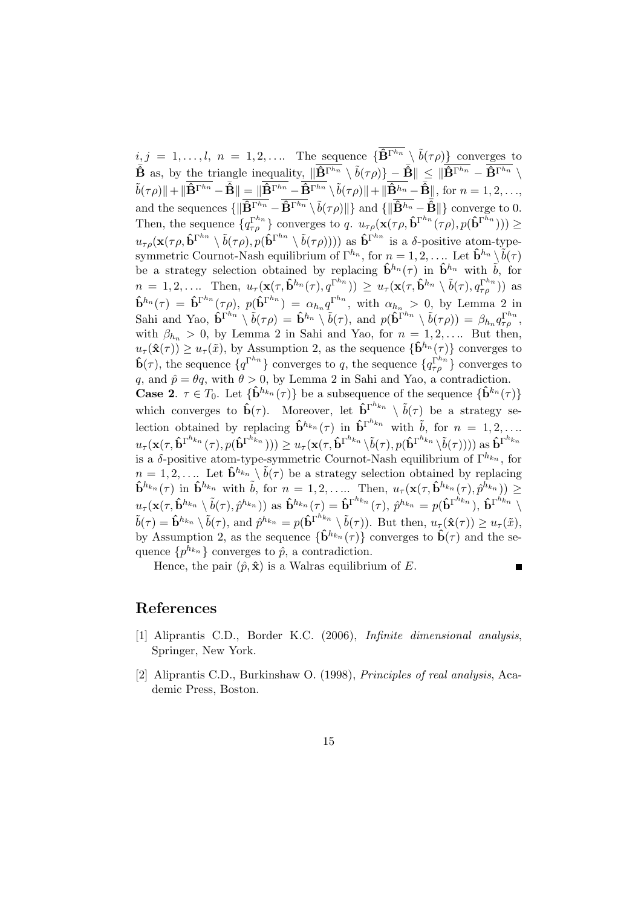$i, j = 1, \ldots, l$, $n = 1, 2, \ldots$. The sequence $\{\overline{\hat{\mathbf{B}}^{\Gamma^{h_n}}} \setminus \tilde{b}(\tau\rho)\}$ converges to $\hat{\bar{\mathbf{B}}}$ as, by the triangle inequality, $\|\overline{\hat{\mathbf{B}}^{\Gamma^{h_n}}} \setminus \tilde{b}(\tau\rho)\} - \hat{\bar{\mathbf{B}}}\| \leq \|\overline{\hat{\mathbf{B}}^{\Gamma^{h_n}}} - \overline{\hat{\mathbf{B}}^{\Gamma^{h_n}}} \setminus \tilde{b}(\tau\rho)\| + \|\overline{\hat{\mathbf{B}}^{\Gamma^{h_n}}} - \hat{\bar{\mathbf{B}}}\| = \|\overline{\hat{\mathbf{B}}^{\Gamma^{h_n}}} - \overline{\hat{\mathbf{B}}^{\Gamma^{h_n}}} \setminus \tilde{b}(\tau\rho)\| + \|\overline{\hat{\mathbf{B}}^{h_n}} - \hat{\bar{\mathbf{B}}}\|$, for $n = 1, 2, \ldots$, and the sequences $\{\|\overline{\hat{\mathbf{B}}^{\Gamma^{h_n}}} - \overline{\hat{\mathbf{B}}^{\Gamma^{h_n}}} \setminus \tilde{b}(\tau\rho)\|\}$ and $\{\|\overline{\hat{\mathbf{B}}^{h_n}} - \hat{\bar{\mathbf{B}}}\|\}$ converge to 0. Then, the sequence $\{q_{\tau\rho}^{\Gamma^{h_n}}\}$ converges to $q$. $u_{\tau\rho}(\mathbf{x}(\tau\rho, \hat{\mathbf{b}}^{\Gamma^{h_n}}(\tau\rho), p(\hat{\mathbf{b}}^{\Gamma^{h_n}}))) \geq u_{\tau\rho}(\mathbf{x}(\tau\rho, \hat{\mathbf{b}}^{\Gamma^{h_n}} \setminus \tilde{b}(\tau\rho), p(\hat{\mathbf{b}}^{\Gamma^{h_n}} \setminus \tilde{b}(\tau\rho))))$ as $\hat{\mathbf{b}}^{\Gamma^{h_n}}$ is a $\delta$-positive atom-type-symmetric Cournot-Nash equilibrium of $\Gamma^{h_n}$, for $n = 1, 2, \ldots$. Let $\hat{\mathbf{b}}^{h_n} \setminus \tilde{b}(\tau)$ be a strategy selection obtained by replacing $\hat{\mathbf{b}}^{h_n}(\tau)$ in $\hat{\mathbf{b}}^{h_n}$ with $\tilde{b}$, for $n = 1, 2, \ldots$. Then, $u_\tau(\mathbf{x}(\tau, \hat{\mathbf{b}}^{h_n}(\tau), q^{\Gamma^{h_n}})) \geq u_\tau(\mathbf{x}(\tau, \hat{\mathbf{b}}^{h_n} \setminus \tilde{b}(\tau), q_{\tau\rho}^{\Gamma^{h_n}}))$ as $\hat{\mathbf{b}}^{h_n}(\tau) = \hat{\mathbf{b}}^{\Gamma^{h_n}}(\tau\rho)$, $p(\hat{\mathbf{b}}^{\Gamma^{h_n}}) = \alpha_{h_n} q^{\Gamma^{h_n}}$, with $\alpha_{h_n} > 0$, by Lemma 2 in Sahi and Yao, $\hat{\mathbf{b}}^{\Gamma^{h_n}} \setminus \tilde{b}(\tau\rho) = \hat{\mathbf{b}}^{h_n} \setminus \tilde{b}(\tau)$, and $p(\hat{\mathbf{b}}^{\Gamma^{h_n}} \setminus \tilde{b}(\tau\rho)) = \beta_{h_n} q_{\tau\rho}^{\Gamma^{h_n}}$, with $\beta_{h_n} > 0$, by Lemma 2 in Sahi and Yao, for $n = 1, 2, \ldots$. But then, $u_\tau(\hat{\mathbf{x}}(\tau)) \geq u_\tau(\tilde{x})$, by Assumption 2, as the sequence $\{\hat{\mathbf{b}}^{h_n}(\tau)\}$ converges to $\hat{\mathbf{b}}(\tau)$, the sequence $\{q^{\Gamma^{h_n}}\}$ converges to $q$, the sequence $\{q_{\tau\rho}^{\Gamma^{h_n}}\}$ converges to $q$, and $\hat{p} = \theta q$, with $\theta > 0$, by Lemma 2 in Sahi and Yao, a contradiction.

**Case 2**. $\tau \in T_0$. Let $\{\hat{\mathbf{b}}^{h_{k_n}}(\tau)\}$ be a subsequence of the sequence $\{\hat{\mathbf{b}}^{k_n}(\tau)\}$ which converges to $\hat{\mathbf{b}}(\tau)$. Moreover, let $\hat{\mathbf{b}}^{\Gamma^{h_{k_n}}} \setminus \tilde{b}(\tau)$ be a strategy selection obtained by replacing $\hat{\mathbf{b}}^{h_{k_n}}(\tau)$ in $\hat{\mathbf{b}}^{\Gamma^{h_{k_n}}}$ with $\tilde{b}$, for $n = 1, 2, \ldots$. $u_\tau(\mathbf{x}(\tau, \hat{\mathbf{b}}^{\Gamma^{h_{k_n}}}(\tau), p(\hat{\mathbf{b}}^{\Gamma^{h_{k_n}}}))) \geq u_\tau(\mathbf{x}(\tau, \hat{\mathbf{b}}^{\Gamma^{h_{k_n}}} \setminus \tilde{b}(\tau), p(\hat{\mathbf{b}}^{\Gamma^{h_{k_n}}} \setminus \tilde{b}(\tau))))$ as $\hat{\mathbf{b}}^{\Gamma^{h_{k_n}}}$ is a $\delta$-positive atom-type-symmetric Cournot-Nash equilibrium of $\Gamma^{h_{k_n}}$, for $n = 1, 2, \ldots$. Let $\hat{\mathbf{b}}^{h_{k_n}} \setminus \tilde{b}(\tau)$ be a strategy selection obtained by replacing $\hat{\mathbf{b}}^{h_{k_n}}(\tau)$ in $\hat{\mathbf{b}}^{h_{k_n}}$ with $\tilde{b}$, for $n = 1, 2, \ldots$. Then, $u_\tau(\mathbf{x}(\tau, \hat{\mathbf{b}}^{h_{k_n}}(\tau), \hat{p}^{h_{k_n}})) \geq u_\tau(\mathbf{x}(\tau, \hat{\mathbf{b}}^{h_{k_n}} \setminus \tilde{b}(\tau), \hat{p}^{h_{k_n}}))$ as $\hat{\mathbf{b}}^{h_{k_n}}(\tau) = \hat{\mathbf{b}}^{\Gamma^{h_{k_n}}}(\tau)$, $\hat{p}^{h_{k_n}} = p(\hat{\mathbf{b}}^{\Gamma^{h_{k_n}}})$, $\hat{\mathbf{b}}^{\Gamma^{h_{k_n}}} \setminus \tilde{b}(\tau) = \hat{\mathbf{b}}^{h_{k_n}} \setminus \tilde{b}(\tau)$, and $\hat{p}^{h_{k_n}} = p(\hat{\mathbf{b}}^{\Gamma^{h_{k_n}}} \setminus \tilde{b}(\tau))$. But then, $u_\tau(\hat{\mathbf{x}}(\tau)) \geq u_\tau(\tilde{x})$, by Assumption 2, as the sequence $\{\hat{\mathbf{b}}^{h_{k_n}}(\tau)\}$ converges to $\hat{\mathbf{b}}(\tau)$ and the sequence $\{p^{h_{k_n}}\}$ converges to $\hat{p}$, a contradiction.

Hence, the pair $(\hat{p}, \hat{\mathbf{x}})$ is a Walras equilibrium of $E$. ∎

# References

[1] Aliprantis C.D., Border K.C. (2006), *Infinite dimensional analysis*, Springer, New York.

[2] Aliprantis C.D., Burkinshaw O. (1998), *Principles of real analysis*, Academic Press, Boston.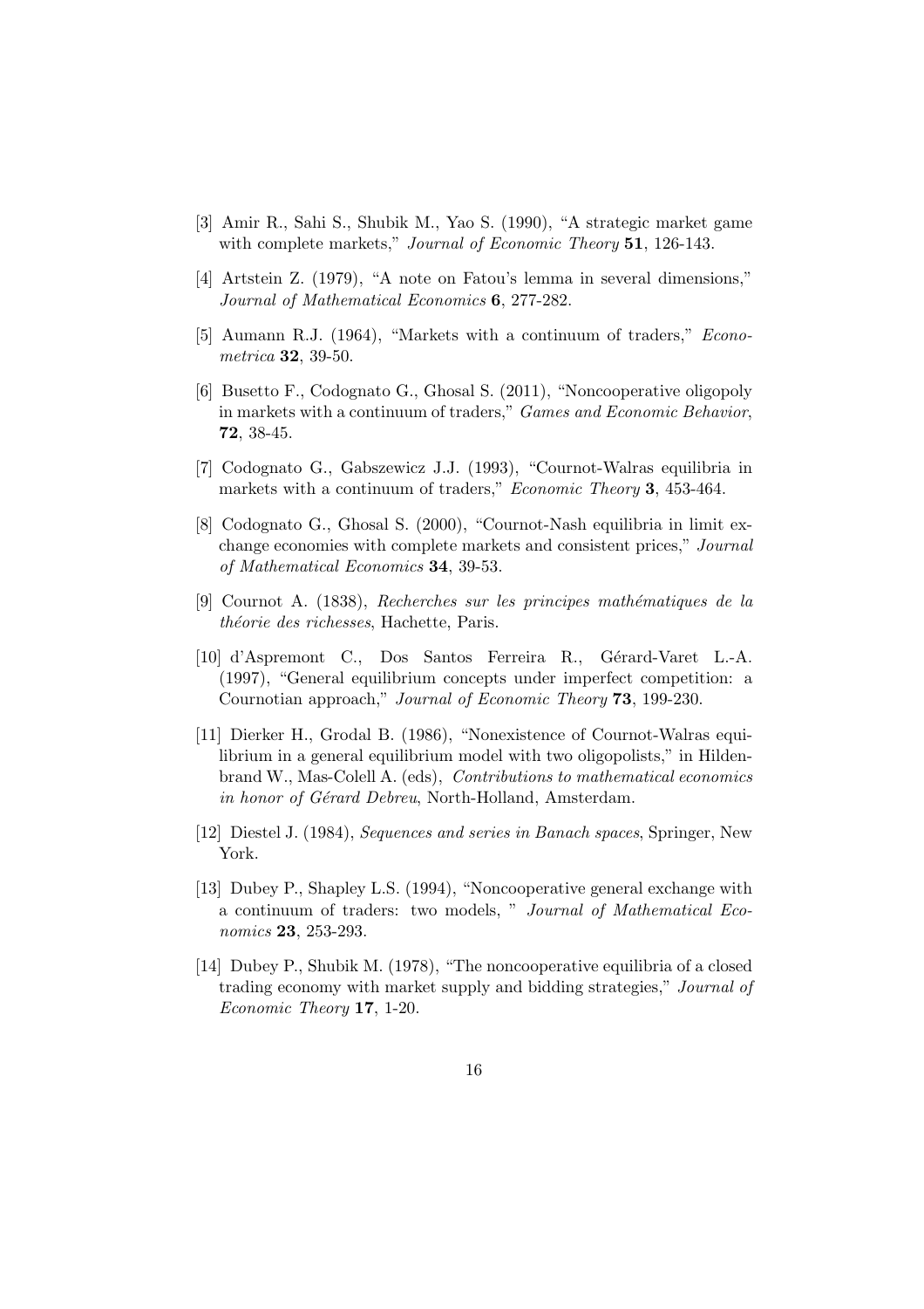[3] Amir R., Sahi S., Shubik M., Yao S. (1990), "A strategic market game with complete markets," *Journal of Economic Theory* **51**, 126-143.

[4] Artstein Z. (1979), "A note on Fatou's lemma in several dimensions," *Journal of Mathematical Economics* **6**, 277-282.

[5] Aumann R.J. (1964), "Markets with a continuum of traders," *Econometrica* **32**, 39-50.

[6] Busetto F., Codognato G., Ghosal S. (2011), "Noncooperative oligopoly in markets with a continuum of traders," *Games and Economic Behavior*, **72**, 38-45.

[7] Codognato G., Gabszewicz J.J. (1993), "Cournot-Walras equilibria in markets with a continuum of traders," *Economic Theory* **3**, 453-464.

[8] Codognato G., Ghosal S. (2000), "Cournot-Nash equilibria in limit exchange economies with complete markets and consistent prices," *Journal of Mathematical Economics* **34**, 39-53.

[9] Cournot A. (1838), *Recherches sur les principes mathématiques de la théorie des richesses*, Hachette, Paris.

[10] d'Aspremont C., Dos Santos Ferreira R., Gérard-Varet L.-A. (1997), "General equilibrium concepts under imperfect competition: a Cournotian approach," *Journal of Economic Theory* **73**, 199-230.

[11] Dierker H., Grodal B. (1986), "Nonexistence of Cournot-Walras equilibrium in a general equilibrium model with two oligopolists," in Hildenbrand W., Mas-Colell A. (eds), *Contributions to mathematical economics in honor of Gérard Debreu*, North-Holland, Amsterdam.

[12] Diestel J. (1984), *Sequences and series in Banach spaces*, Springer, New York.

[13] Dubey P., Shapley L.S. (1994), "Noncooperative general exchange with a continuum of traders: two models, " *Journal of Mathematical Economics* **23**, 253-293.

[14] Dubey P., Shubik M. (1978), "The noncooperative equilibria of a closed trading economy with market supply and bidding strategies," *Journal of Economic Theory* **17**, 1-20.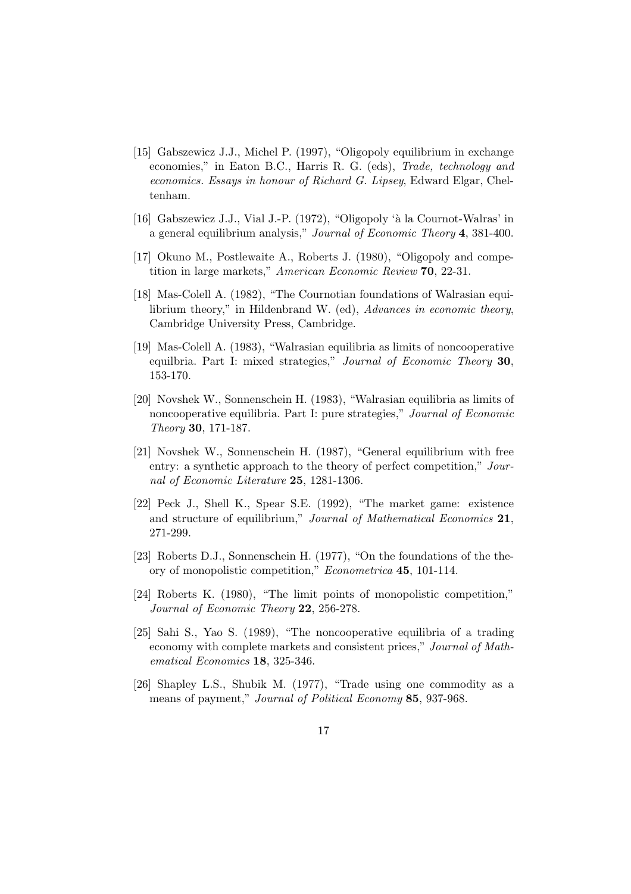[15] Gabszewicz J.J., Michel P. (1997), "Oligopoly equilibrium in exchange economies," in Eaton B.C., Harris R. G. (eds), *Trade, technology and economics. Essays in honour of Richard G. Lipsey*, Edward Elgar, Cheltenham.

[16] Gabszewicz J.J., Vial J.-P. (1972), "Oligopoly 'à la Cournot-Walras' in a general equilibrium analysis," *Journal of Economic Theory* **4**, 381-400.

[17] Okuno M., Postlewaite A., Roberts J. (1980), "Oligopoly and competition in large markets," *American Economic Review* **70**, 22-31.

[18] Mas-Colell A. (1982), "The Cournotian foundations of Walrasian equilibrium theory," in Hildenbrand W. (ed), *Advances in economic theory*, Cambridge University Press, Cambridge.

[19] Mas-Colell A. (1983), "Walrasian equilibria as limits of noncooperative equilbria. Part I: mixed strategies," *Journal of Economic Theory* **30**, 153-170.

[20] Novshek W., Sonnenschein H. (1983), "Walrasian equilibria as limits of noncooperative equilibria. Part I: pure strategies," *Journal of Economic Theory* **30**, 171-187.

[21] Novshek W., Sonnenschein H. (1987), "General equilibrium with free entry: a synthetic approach to the theory of perfect competition," *Journal of Economic Literature* **25**, 1281-1306.

[22] Peck J., Shell K., Spear S.E. (1992), "The market game: existence and structure of equilibrium," *Journal of Mathematical Economics* **21**, 271-299.

[23] Roberts D.J., Sonnenschein H. (1977), "On the foundations of the theory of monopolistic competition," *Econometrica* **45**, 101-114.

[24] Roberts K. (1980), "The limit points of monopolistic competition," *Journal of Economic Theory* **22**, 256-278.

[25] Sahi S., Yao S. (1989), "The noncooperative equilibria of a trading economy with complete markets and consistent prices," *Journal of Mathematical Economics* **18**, 325-346.

[26] Shapley L.S., Shubik M. (1977), "Trade using one commodity as a means of payment," *Journal of Political Economy* **85**, 937-968.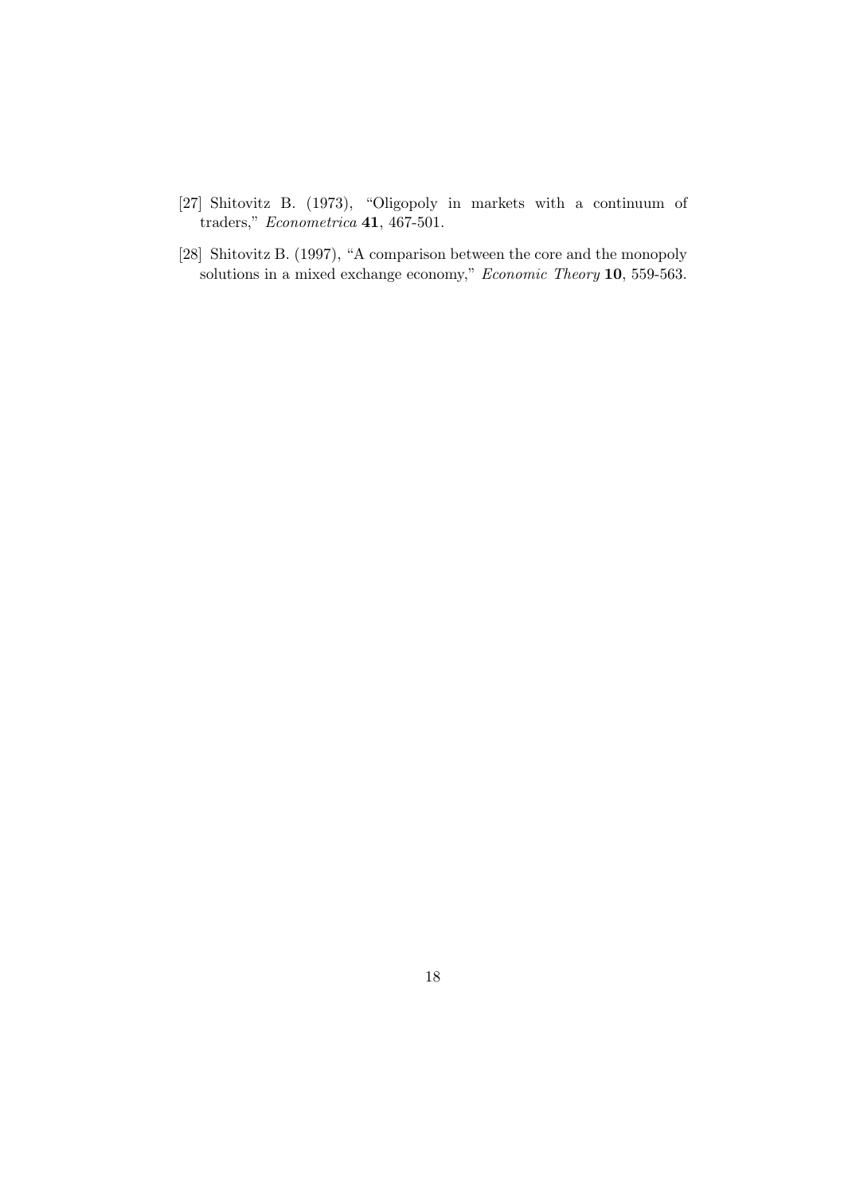[27] Shitovitz B. (1973), "Oligopoly in markets with a continuum of traders," *Econometrica* **41**, 467-501.

[28] Shitovitz B. (1997), "A comparison between the core and the monopoly solutions in a mixed exchange economy," *Economic Theory* **10**, 559-563.